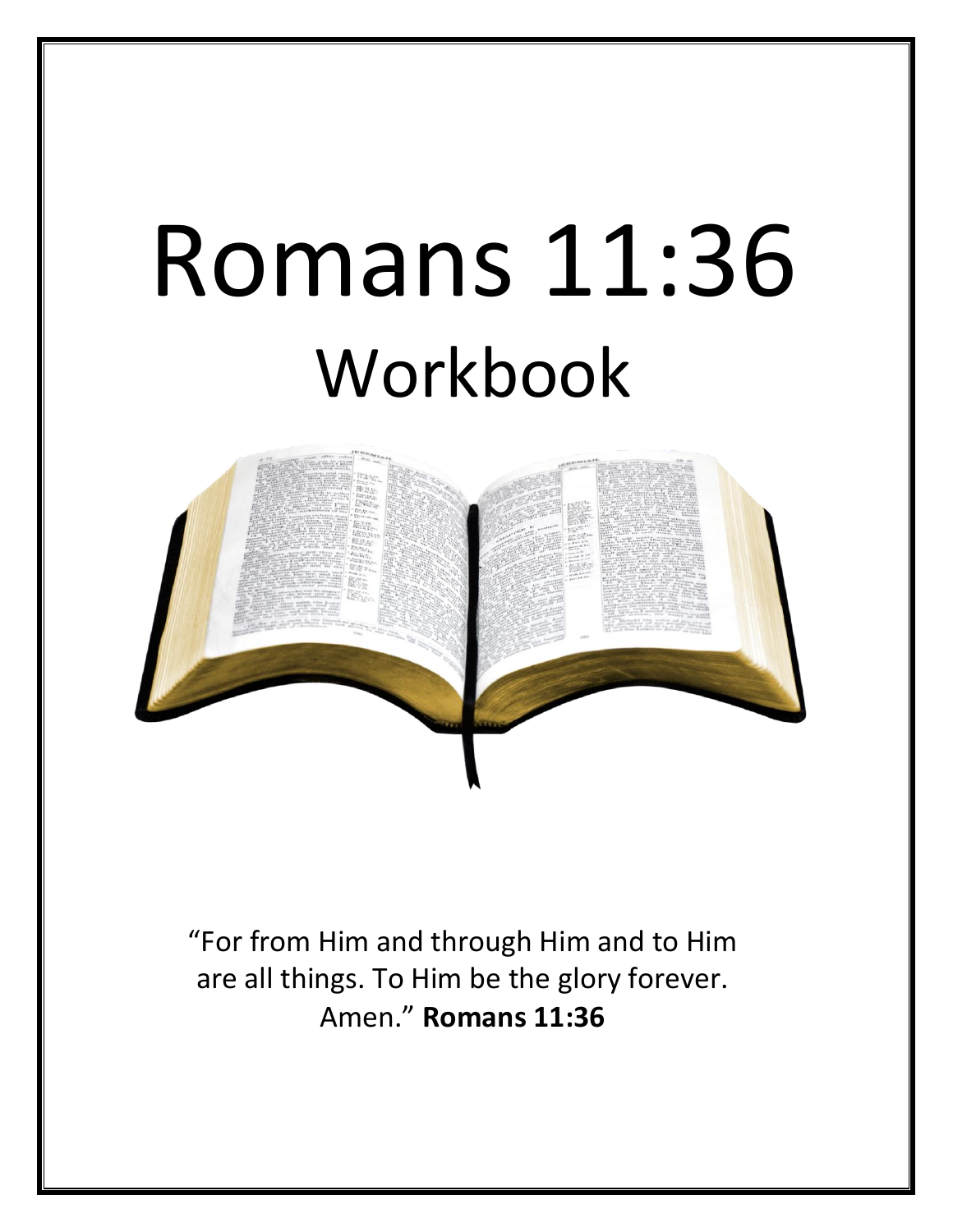# Romans 11:36

## Workbook

"For from Him and through Him and to Him are all things. To Him be the glory forever. Amen." **Romans 11:36**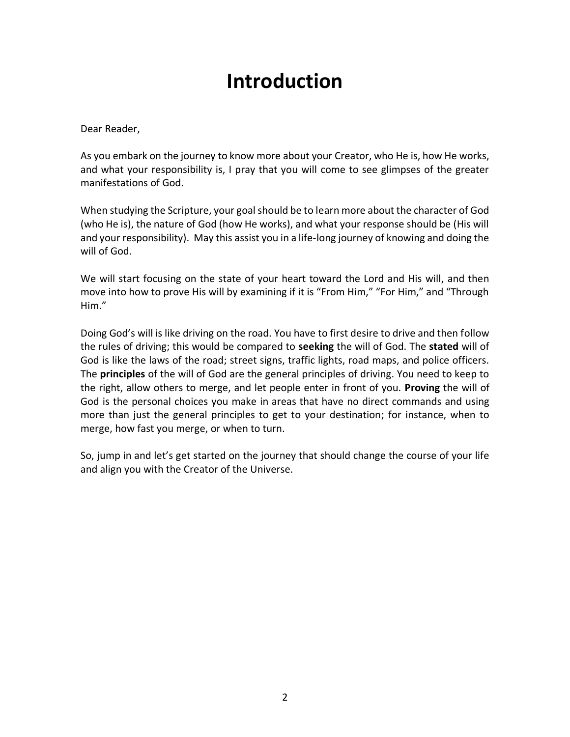# Introduction

Dear Reader,

As you embark on the journey to know more about your Creator, who He is, how He works, and what your responsibility is, I pray that you will come to see glimpses of the greater manifestations of God.

When studying the Scripture, your goal should be to learn more about the character of God (who He is), the nature of God (how He works), and what your response should be (His will and your responsibility). May this assist you in a life-long journey of knowing and doing the will of God.

We will start focusing on the state of your heart toward the Lord and His will, and then move into how to prove His will by examining if it is "From Him," "For Him," and "Through Him."

Doing God's will is like driving on the road. You have to first desire to drive and then follow the rules of driving; this would be compared to **seeking** the will of God. The **stated** will of God is like the laws of the road; street signs, traffic lights, road maps, and police officers. The **principles** of the will of God are the general principles of driving. You need to keep to the right, allow others to merge, and let people enter in front of you. **Proving** the will of God is the personal choices you make in areas that have no direct commands and using more than just the general principles to get to your destination; for instance, when to merge, how fast you merge, or when to turn.

So, jump in and let's get started on the journey that should change the course of your life and align you with the Creator of the Universe.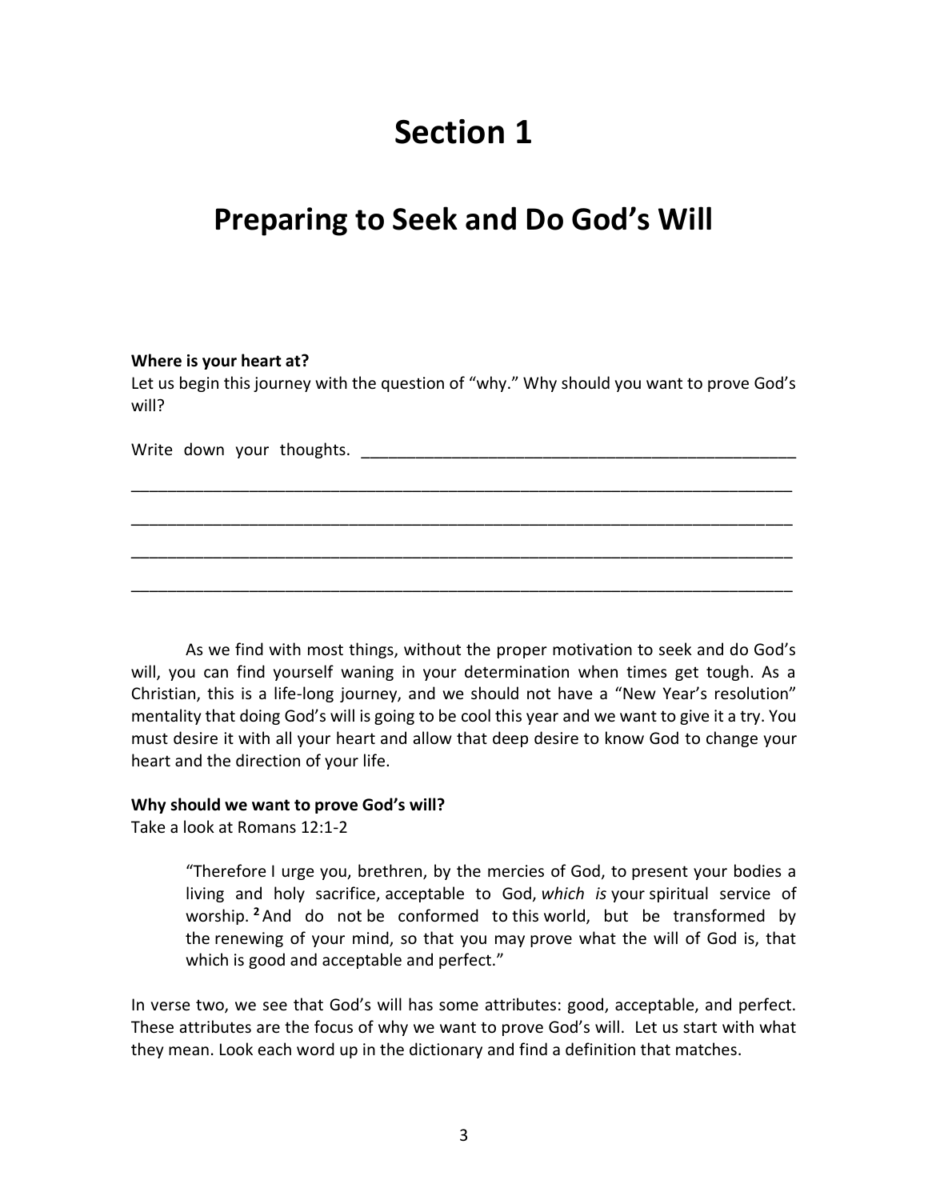# Section 1

## Preparing to Seek and Do God's Will

**Where is your heart at?**
Let us begin this journey with the question of "why." Why should you want to prove God's will?

Write down your thoughts. ______________________________________________

___________________________________________________________________________

___________________________________________________________________________

___________________________________________________________________________

___________________________________________________________________________

As we find with most things, without the proper motivation to seek and do God's will, you can find yourself waning in your determination when times get tough. As a Christian, this is a life-long journey, and we should not have a "New Year's resolution" mentality that doing God's will is going to be cool this year and we want to give it a try. You must desire it with all your heart and allow that deep desire to know God to change your heart and the direction of your life.

**Why should we want to prove God's will?**
Take a look at Romans 12:1-2

> "Therefore I urge you, brethren, by the mercies of God, to present your bodies a living and holy sacrifice, acceptable to God, *which is* your spiritual service of worship. **2** And do not be conformed to this world, but be transformed by the renewing of your mind, so that you may prove what the will of God is, that which is good and acceptable and perfect."

In verse two, we see that God's will has some attributes: good, acceptable, and perfect. These attributes are the focus of why we want to prove God's will. Let us start with what they mean. Look each word up in the dictionary and find a definition that matches.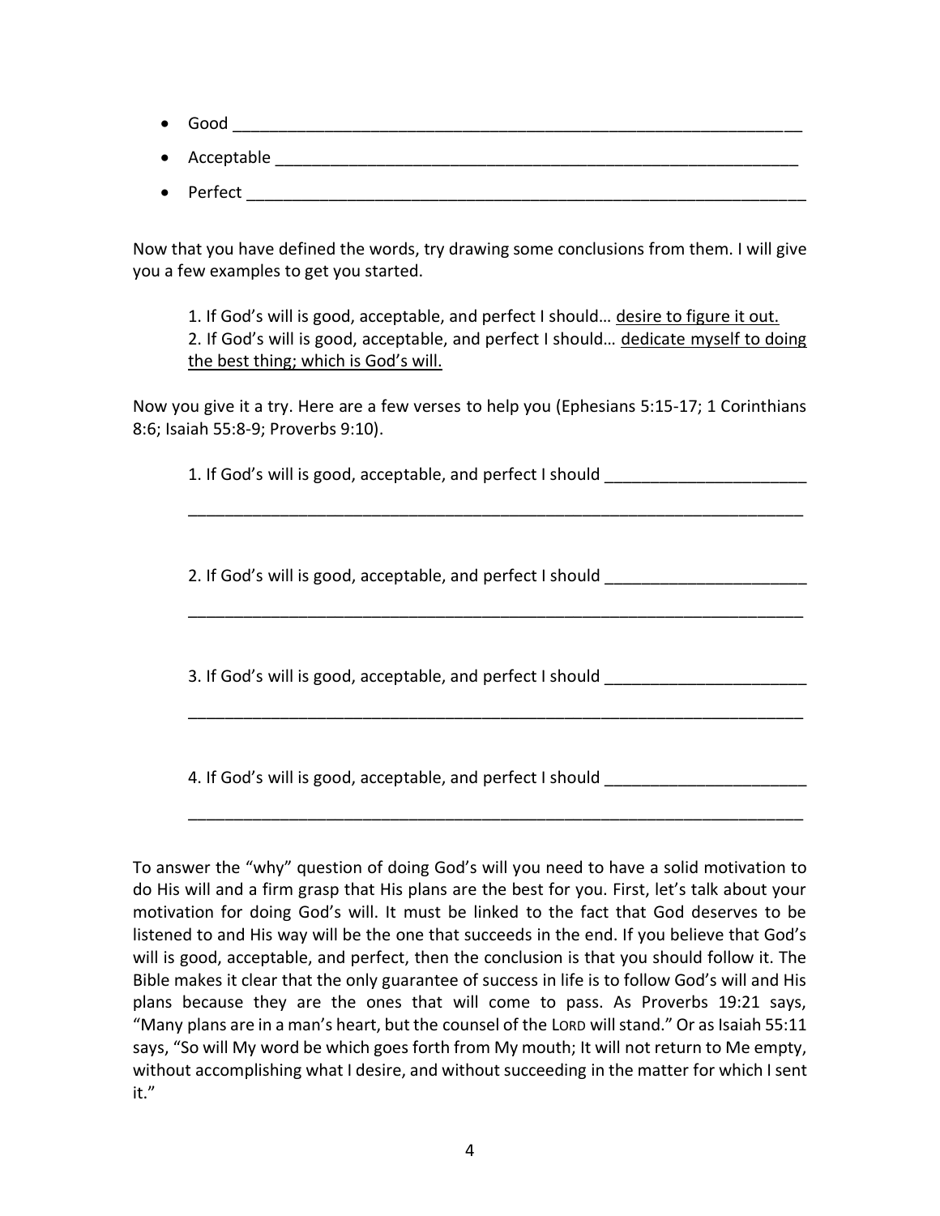- Good ______________________________________________________________
- Acceptable _________________________________________________________
- Perfect ____________________________________________________________

Now that you have defined the words, try drawing some conclusions from them. I will give you a few examples to get you started.

> 1. If God's will is good, acceptable, and perfect I should… <u>desire to figure it out.</u>
> 2. If God's will is good, acceptable, and perfect I should… <u>dedicate myself to doing the best thing; which is God's will.</u>

Now you give it a try. Here are a few verses to help you (Ephesians 5:15-17; 1 Corinthians 8:6; Isaiah 55:8-9; Proverbs 9:10).

> 1. If God's will is good, acceptable, and perfect I should ______________________
> ______________________________________________________________________
>
> 2. If God's will is good, acceptable, and perfect I should ______________________
> ______________________________________________________________________
>
> 3. If God's will is good, acceptable, and perfect I should ______________________
> ______________________________________________________________________
>
> 4. If God's will is good, acceptable, and perfect I should ______________________
> ______________________________________________________________________

To answer the "why" question of doing God's will you need to have a solid motivation to do His will and a firm grasp that His plans are the best for you. First, let's talk about your motivation for doing God's will. It must be linked to the fact that God deserves to be listened to and His way will be the one that succeeds in the end. If you believe that God's will is good, acceptable, and perfect, then the conclusion is that you should follow it. The Bible makes it clear that the only guarantee of success in life is to follow God's will and His plans because they are the ones that will come to pass. As Proverbs 19:21 says, "Many plans are in a man's heart, but the counsel of the LORD will stand." Or as Isaiah 55:11 says, "So will My word be which goes forth from My mouth; It will not return to Me empty, without accomplishing what I desire, and without succeeding in the matter for which I sent it."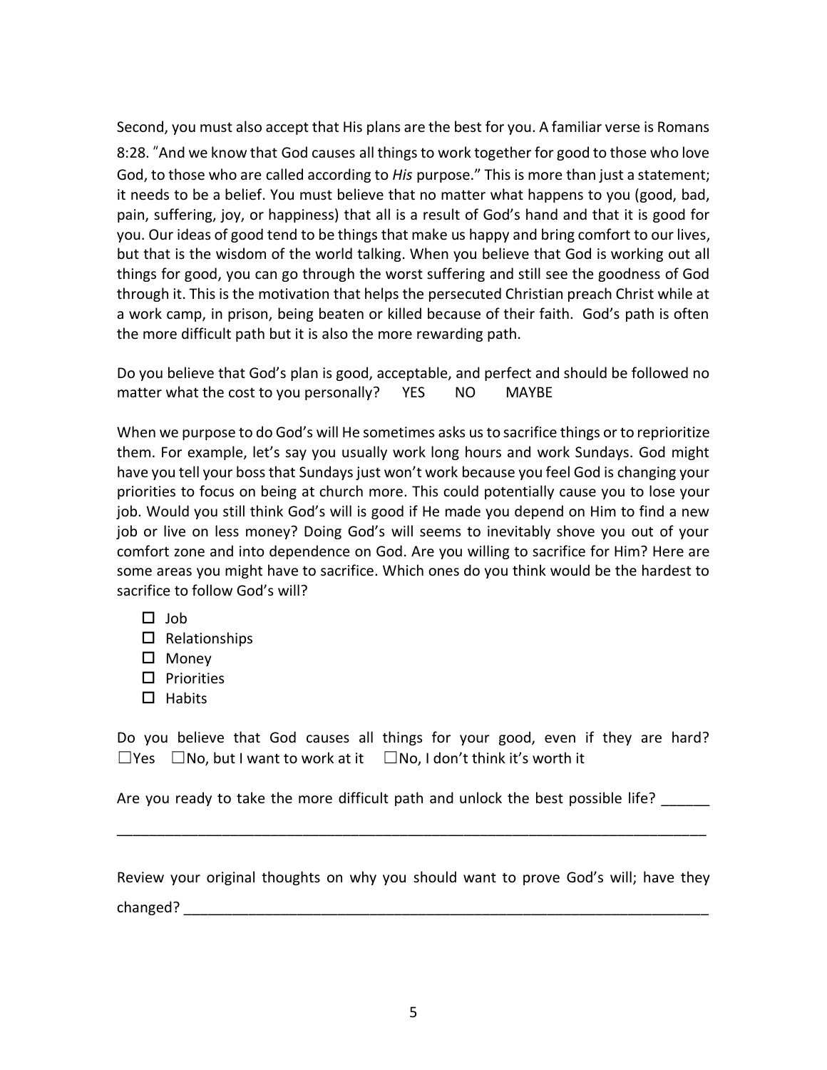Second, you must also accept that His plans are the best for you. A familiar verse is Romans 8:28. "And we know that God causes all things to work together for good to those who love God, to those who are called according to *His* purpose." This is more than just a statement; it needs to be a belief. You must believe that no matter what happens to you (good, bad, pain, suffering, joy, or happiness) that all is a result of God's hand and that it is good for you. Our ideas of good tend to be things that make us happy and bring comfort to our lives, but that is the wisdom of the world talking. When you believe that God is working out all things for good, you can go through the worst suffering and still see the goodness of God through it. This is the motivation that helps the persecuted Christian preach Christ while at a work camp, in prison, being beaten or killed because of their faith. God's path is often the more difficult path but it is also the more rewarding path.

Do you believe that God's plan is good, acceptable, and perfect and should be followed no matter what the cost to you personally? YES NO MAYBE

When we purpose to do God's will He sometimes asks us to sacrifice things or to reprioritize them. For example, let's say you usually work long hours and work Sundays. God might have you tell your boss that Sundays just won't work because you feel God is changing your priorities to focus on being at church more. This could potentially cause you to lose your job. Would you still think God's will is good if He made you depend on Him to find a new job or live on less money? Doing God's will seems to inevitably shove you out of your comfort zone and into dependence on God. Are you willing to sacrifice for Him? Here are some areas you might have to sacrifice. Which ones do you think would be the hardest to sacrifice to follow God's will?

- ☐ Job
- ☐ Relationships
- ☐ Money
- ☐ Priorities
- ☐ Habits

Do you believe that God causes all things for your good, even if they are hard? ☐Yes ☐No, but I want to work at it ☐No, I don't think it's worth it

Are you ready to take the more difficult path and unlock the best possible life? ______

______________________________________________________________________

Review your original thoughts on why you should want to prove God's will; have they changed? ____________________________________________________________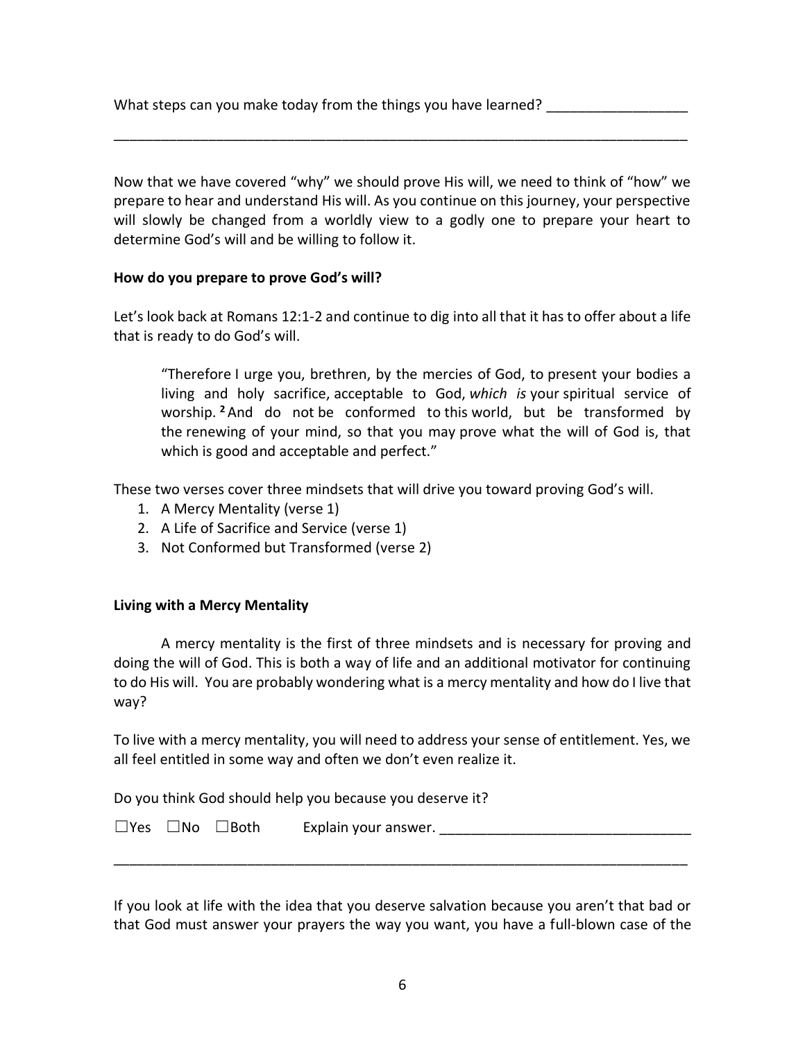What steps can you make today from the things you have learned? __________________

____________________________________________________________________________

Now that we have covered "why" we should prove His will, we need to think of "how" we prepare to hear and understand His will. As you continue on this journey, your perspective will slowly be changed from a worldly view to a godly one to prepare your heart to determine God's will and be willing to follow it.

**How do you prepare to prove God's will?**

Let's look back at Romans 12:1-2 and continue to dig into all that it has to offer about a life that is ready to do God's will.

> "Therefore I urge you, brethren, by the mercies of God, to present your bodies a living and holy sacrifice, acceptable to God, *which is* your spiritual service of worship. **2** And do not be conformed to this world, but be transformed by the renewing of your mind, so that you may prove what the will of God is, that which is good and acceptable and perfect."

These two verses cover three mindsets that will drive you toward proving God's will.

1. A Mercy Mentality (verse 1)
2. A Life of Sacrifice and Service (verse 1)
3. Not Conformed but Transformed (verse 2)

**Living with a Mercy Mentality**

A mercy mentality is the first of three mindsets and is necessary for proving and doing the will of God. This is both a way of life and an additional motivator for continuing to do His will. You are probably wondering what is a mercy mentality and how do I live that way?

To live with a mercy mentality, you will need to address your sense of entitlement. Yes, we all feel entitled in some way and often we don't even realize it.

Do you think God should help you because you deserve it?

☐Yes ☐No ☐Both Explain your answer. ________________________________

____________________________________________________________________________

If you look at life with the idea that you deserve salvation because you aren't that bad or that God must answer your prayers the way you want, you have a full-blown case of the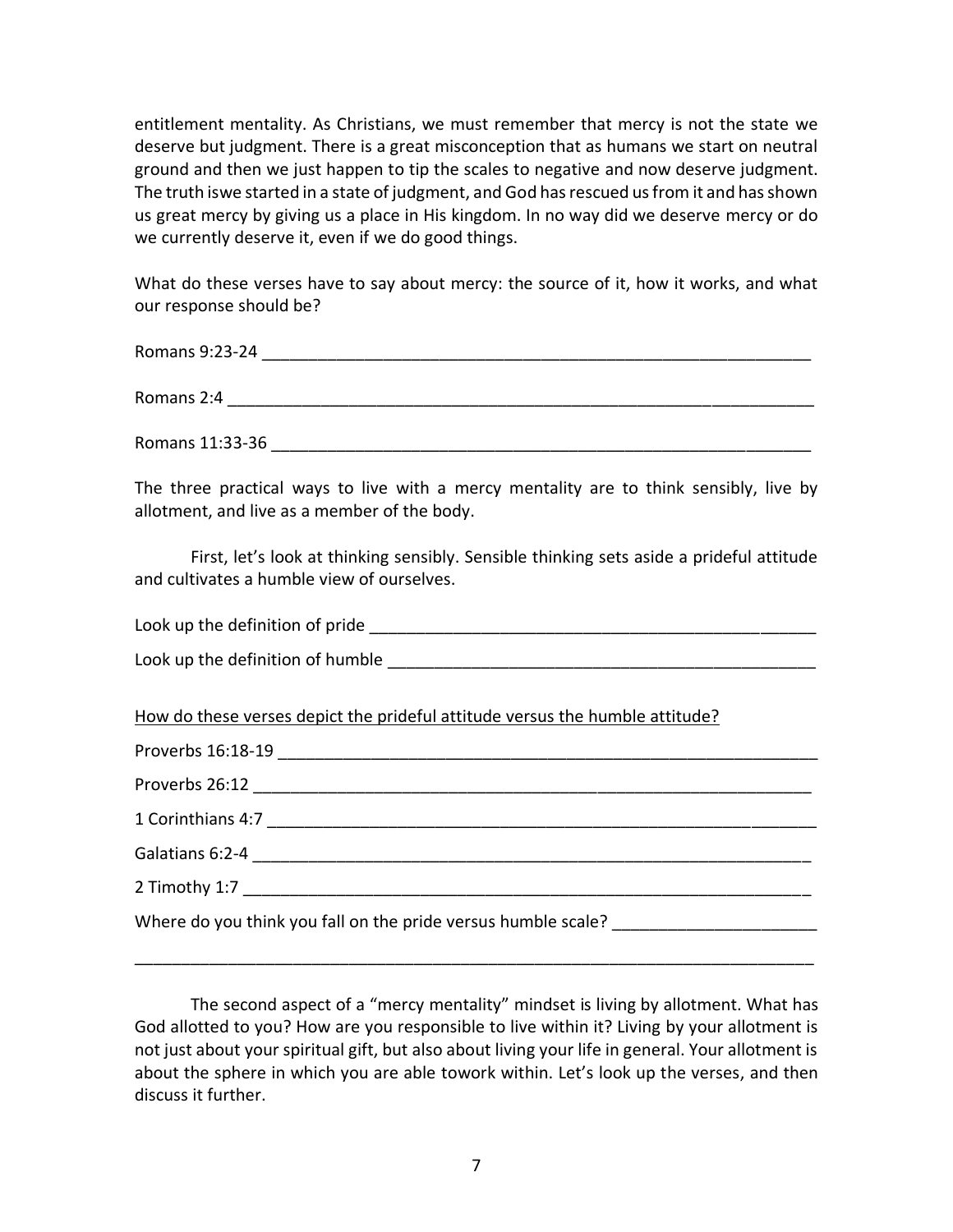entitlement mentality. As Christians, we must remember that mercy is not the state we deserve but judgment. There is a great misconception that as humans we start on neutral ground and then we just happen to tip the scales to negative and now deserve judgment. The truth iswe started in a state of judgment, and God has rescued us from it and has shown us great mercy by giving us a place in His kingdom. In no way did we deserve mercy or do we currently deserve it, even if we do good things.

What do these verses have to say about mercy: the source of it, how it works, and what our response should be?

Romans 9:23-24 ______________________________________________________________

Romans 2:4 _________________________________________________________________

Romans 11:33-36 _____________________________________________________________

The three practical ways to live with a mercy mentality are to think sensibly, live by allotment, and live as a member of the body.

First, let's look at thinking sensibly. Sensible thinking sets aside a prideful attitude and cultivates a humble view of ourselves.

Look up the definition of pride ______________________________________________

Look up the definition of humble ____________________________________________

<u>How do these verses depict the prideful attitude versus the humble attitude?</u>

Proverbs 16:18-19 _____________________________________________________________

Proverbs 26:12 ________________________________________________________________

1 Corinthians 4:7 ______________________________________________________________

Galatians 6:2-4 ________________________________________________________________

2 Timothy 1:7 _________________________________________________________________

Where do you think you fall on the pride versus humble scale? _____________________

____________________________________________________________________________

The second aspect of a "mercy mentality" mindset is living by allotment. What has God allotted to you? How are you responsible to live within it? Living by your allotment is not just about your spiritual gift, but also about living your life in general. Your allotment is about the sphere in which you are able towork within. Let's look up the verses, and then discuss it further.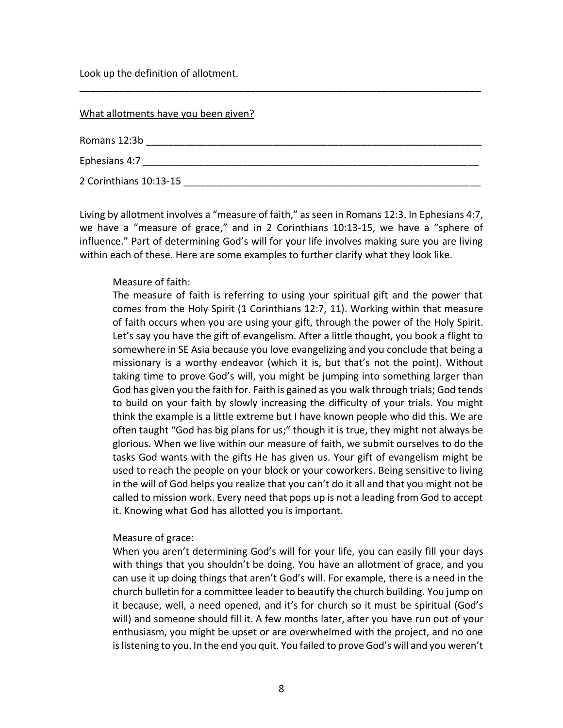Look up the definition of allotment.

_____________________________________________________________________________

<u>What allotments have you been given?</u>

Romans 12:3b _________________________________________________________________

Ephesians 4:7 ________________________________________________________________

2 Corinthians 10:13-15 ________________________________________________________

Living by allotment involves a "measure of faith," as seen in Romans 12:3. In Ephesians 4:7, we have a "measure of grace," and in 2 Corinthians 10:13-15, we have a "sphere of influence." Part of determining God's will for your life involves making sure you are living within each of these. Here are some examples to further clarify what they look like.

Measure of faith:

The measure of faith is referring to using your spiritual gift and the power that comes from the Holy Spirit (1 Corinthians 12:7, 11). Working within that measure of faith occurs when you are using your gift, through the power of the Holy Spirit. Let's say you have the gift of evangelism. After a little thought, you book a flight to somewhere in SE Asia because you love evangelizing and you conclude that being a missionary is a worthy endeavor (which it is, but that's not the point). Without taking time to prove God's will, you might be jumping into something larger than God has given you the faith for. Faith is gained as you walk through trials; God tends to build on your faith by slowly increasing the difficulty of your trials. You might think the example is a little extreme but I have known people who did this. We are often taught "God has big plans for us;" though it is true, they might not always be glorious. When we live within our measure of faith, we submit ourselves to do the tasks God wants with the gifts He has given us. Your gift of evangelism might be used to reach the people on your block or your coworkers. Being sensitive to living in the will of God helps you realize that you can't do it all and that you might not be called to mission work. Every need that pops up is not a leading from God to accept it. Knowing what God has allotted you is important.

Measure of grace:

When you aren't determining God's will for your life, you can easily fill your days with things that you shouldn't be doing. You have an allotment of grace, and you can use it up doing things that aren't God's will. For example, there is a need in the church bulletin for a committee leader to beautify the church building. You jump on it because, well, a need opened, and it's for church so it must be spiritual (God's will) and someone should fill it. A few months later, after you have run out of your enthusiasm, you might be upset or are overwhelmed with the project, and no one is listening to you. In the end you quit. You failed to prove God's will and you weren't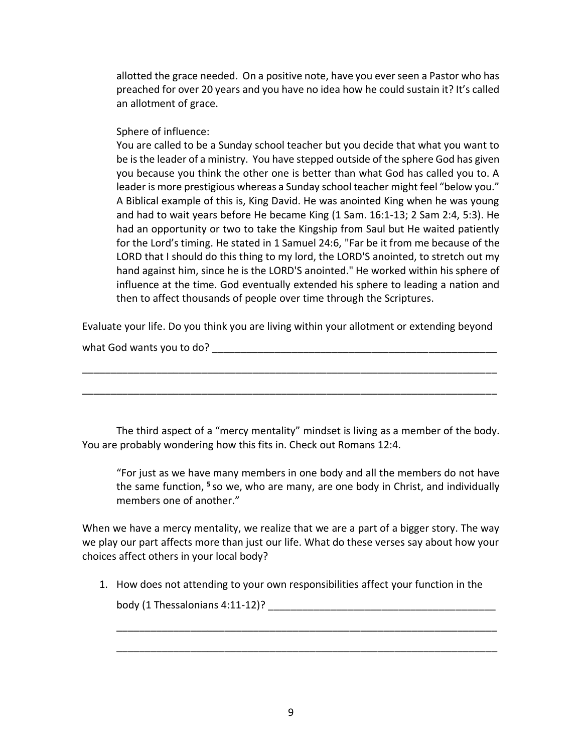allotted the grace needed. On a positive note, have you ever seen a Pastor who has preached for over 20 years and you have no idea how he could sustain it? It's called an allotment of grace.

Sphere of influence:

You are called to be a Sunday school teacher but you decide that what you want to be is the leader of a ministry. You have stepped outside of the sphere God has given you because you think the other one is better than what God has called you to. A leader is more prestigious whereas a Sunday school teacher might feel "below you." A Biblical example of this is, King David. He was anointed King when he was young and had to wait years before He became King (1 Sam. 16:1-13; 2 Sam 2:4, 5:3). He had an opportunity or two to take the Kingship from Saul but He waited patiently for the Lord's timing. He stated in 1 Samuel 24:6, "Far be it from me because of the LORD that I should do this thing to my lord, the LORD'S anointed, to stretch out my hand against him, since he is the LORD'S anointed." He worked within his sphere of influence at the time. God eventually extended his sphere to leading a nation and then to affect thousands of people over time through the Scriptures.

Evaluate your life. Do you think you are living within your allotment or extending beyond what God wants you to do? ___________________________________________________

_____________________________________________________________________________

_____________________________________________________________________________

The third aspect of a "mercy mentality" mindset is living as a member of the body. You are probably wondering how this fits in. Check out Romans 12:4.

"For just as we have many members in one body and all the members do not have the same function, [5] so we, who are many, are one body in Christ, and individually members one of another."

When we have a mercy mentality, we realize that we are a part of a bigger story. The way we play our part affects more than just our life. What do these verses say about how your choices affect others in your local body?

1. How does not attending to your own responsibilities affect your function in the body (1 Thessalonians 4:11-12)? ________________________________________

   _____________________________________________________________________

   _____________________________________________________________________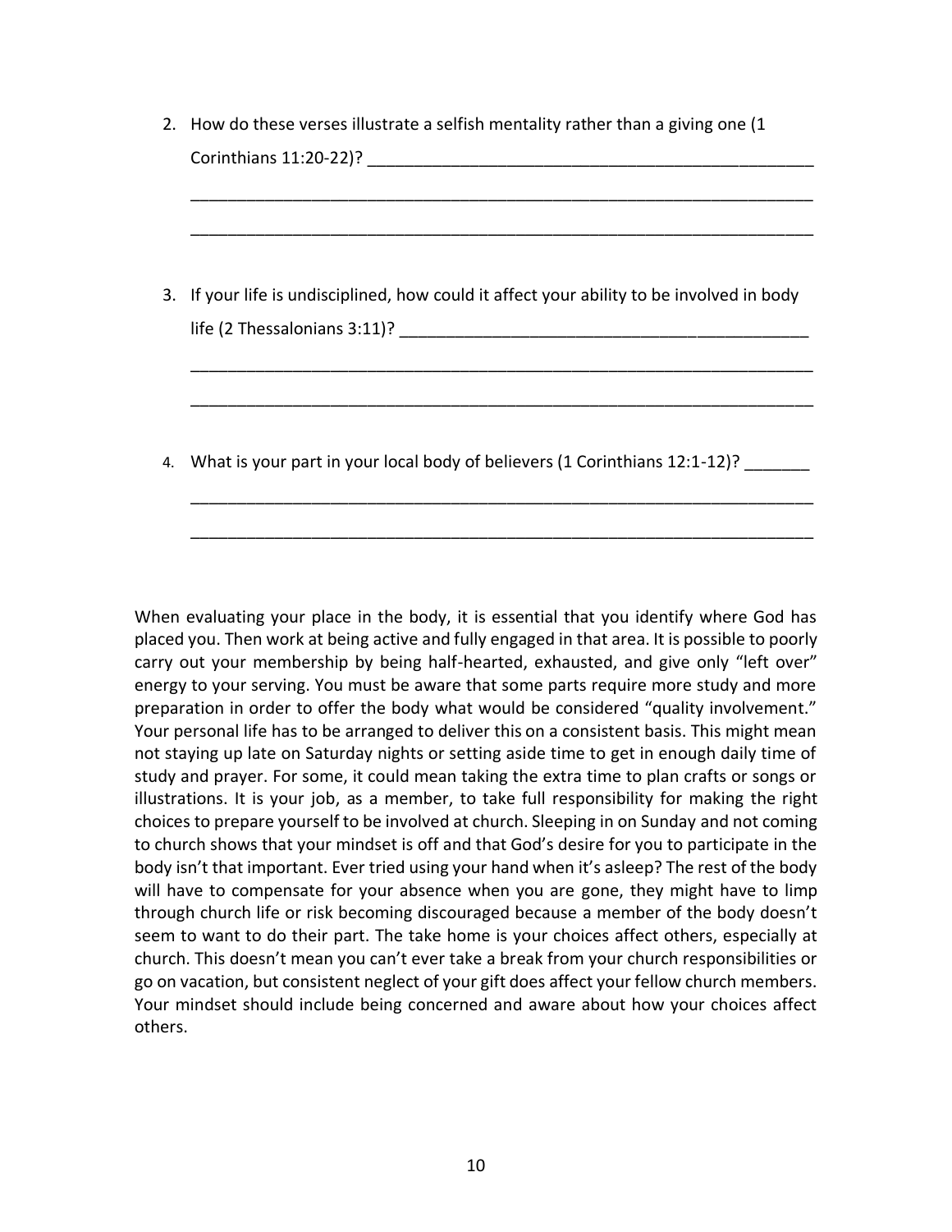2. How do these verses illustrate a selfish mentality rather than a giving one (1 Corinthians 11:20-22)? ______________________________________________

_____________________________________________________________________

_____________________________________________________________________

3. If your life is undisciplined, how could it affect your ability to be involved in body life (2 Thessalonians 3:11)? ____________________________________________

_____________________________________________________________________

_____________________________________________________________________

4. What is your part in your local body of believers (1 Corinthians 12:1-12)? _______

_____________________________________________________________________

_____________________________________________________________________

When evaluating your place in the body, it is essential that you identify where God has placed you. Then work at being active and fully engaged in that area. It is possible to poorly carry out your membership by being half-hearted, exhausted, and give only "left over" energy to your serving. You must be aware that some parts require more study and more preparation in order to offer the body what would be considered "quality involvement." Your personal life has to be arranged to deliver this on a consistent basis. This might mean not staying up late on Saturday nights or setting aside time to get in enough daily time of study and prayer. For some, it could mean taking the extra time to plan crafts or songs or illustrations. It is your job, as a member, to take full responsibility for making the right choices to prepare yourself to be involved at church. Sleeping in on Sunday and not coming to church shows that your mindset is off and that God's desire for you to participate in the body isn't that important. Ever tried using your hand when it's asleep? The rest of the body will have to compensate for your absence when you are gone, they might have to limp through church life or risk becoming discouraged because a member of the body doesn't seem to want to do their part. The take home is your choices affect others, especially at church. This doesn't mean you can't ever take a break from your church responsibilities or go on vacation, but consistent neglect of your gift does affect your fellow church members. Your mindset should include being concerned and aware about how your choices affect others.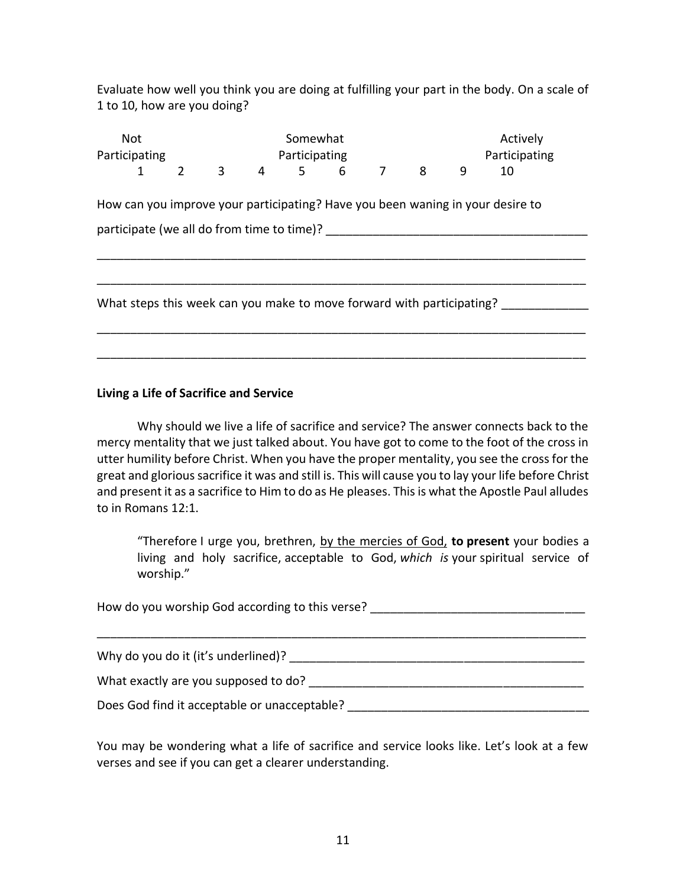Evaluate how well you think you are doing at fulfilling your part in the body. On a scale of 1 to 10, how are you doing?

| Not Participating | | | | Somewhat Participating | | | | | Actively Participating |
|---|---|---|---|---|---|---|---|---|---|
| 1 | 2 | 3 | 4 | 5 | 6 | 7 | 8 | 9 | 10 |

How can you improve your participating? Have you been waning in your desire to participate (we all do from time to time)? ______________________________________

___________________________________________________________________________

___________________________________________________________________________

What steps this week can you make to move forward with participating? _____________

___________________________________________________________________________

___________________________________________________________________________

**Living a Life of Sacrifice and Service**

Why should we live a life of sacrifice and service? The answer connects back to the mercy mentality that we just talked about. You have got to come to the foot of the cross in utter humility before Christ. When you have the proper mentality, you see the cross for the great and glorious sacrifice it was and still is. This will cause you to lay your life before Christ and present it as a sacrifice to Him to do as He pleases. This is what the Apostle Paul alludes to in Romans 12:1.

> "Therefore I urge you, brethren, <u>by the mercies of God,</u> **to present** your bodies a living and holy sacrifice, acceptable to God, *which is* your spiritual service of worship."

How do you worship God according to this verse? _______________________________

___________________________________________________________________________

Why do you do it (it's underlined)? _____________________________________________

What exactly are you supposed to do? __________________________________________

Does God find it acceptable or unacceptable? ____________________________________

You may be wondering what a life of sacrifice and service looks like. Let's look at a few verses and see if you can get a clearer understanding.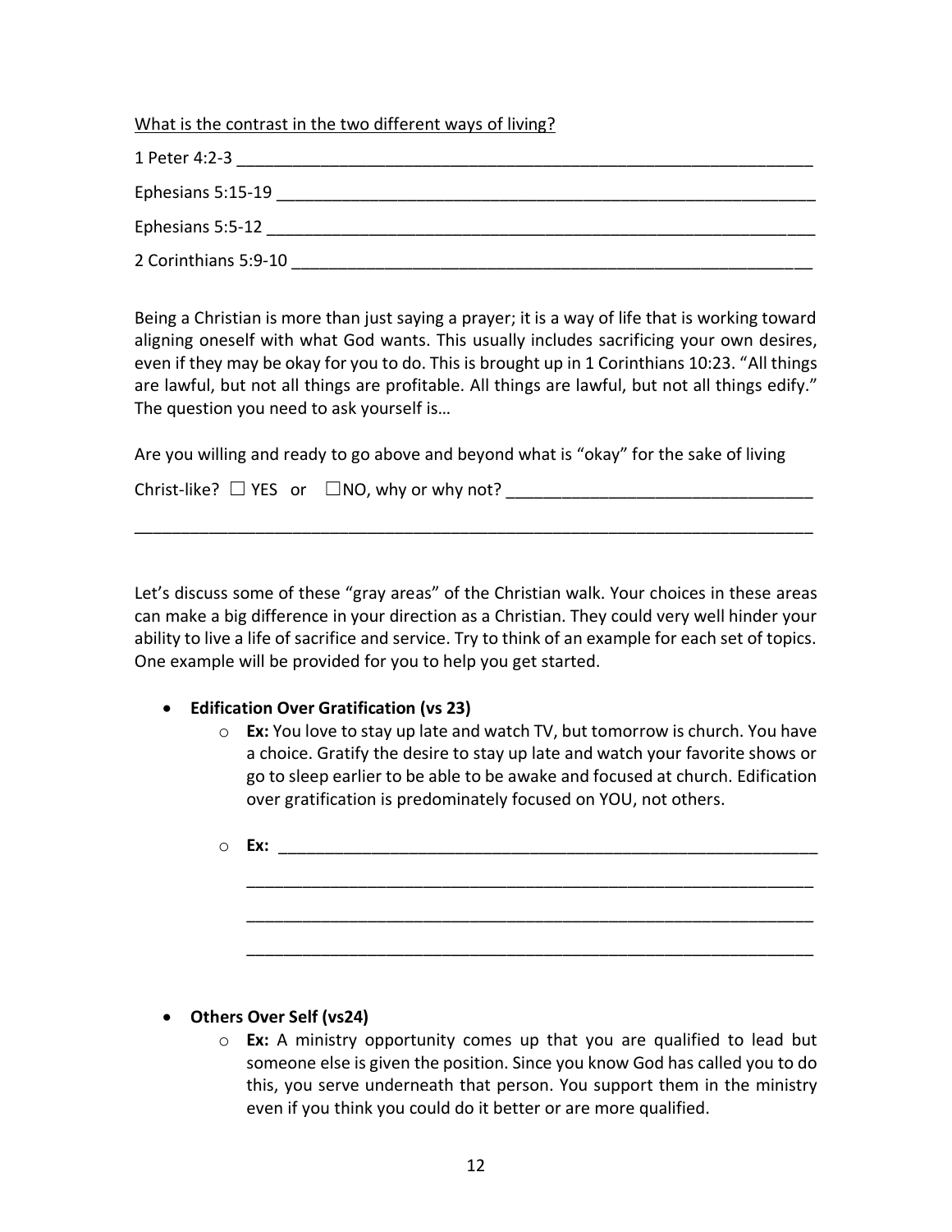<u>What is the contrast in the two different ways of living?</u>

1 Peter 4:2-3 ________________________________________________________________

Ephesians 5:15-19 ____________________________________________________________

Ephesians 5:5-12 _____________________________________________________________

2 Corinthians 5:9-10 __________________________________________________________

Being a Christian is more than just saying a prayer; it is a way of life that is working toward aligning oneself with what God wants. This usually includes sacrificing your own desires, even if they may be okay for you to do. This is brought up in 1 Corinthians 10:23. "All things are lawful, but not all things are profitable. All things are lawful, but not all things edify." The question you need to ask yourself is…

Are you willing and ready to go above and beyond what is "okay" for the sake of living Christ-like? ☐ YES or ☐NO, why or why not? _________________________________

___________________________________________________________________________

Let's discuss some of these "gray areas" of the Christian walk. Your choices in these areas can make a big difference in your direction as a Christian. They could very well hinder your ability to live a life of sacrifice and service. Try to think of an example for each set of topics. One example will be provided for you to help you get started.

- **Edification Over Gratification (vs 23)**
  - **Ex:** You love to stay up late and watch TV, but tomorrow is church. You have a choice. Gratify the desire to stay up late and watch your favorite shows or go to sleep earlier to be able to be awake and focused at church. Edification over gratification is predominately focused on YOU, not others.
  - **Ex:** ____________________________________________________________

    ________________________________________________________________

    ________________________________________________________________

    ________________________________________________________________

- **Others Over Self (vs24)**
  - **Ex:** A ministry opportunity comes up that you are qualified to lead but someone else is given the position. Since you know God has called you to do this, you serve underneath that person. You support them in the ministry even if you think you could do it better or are more qualified.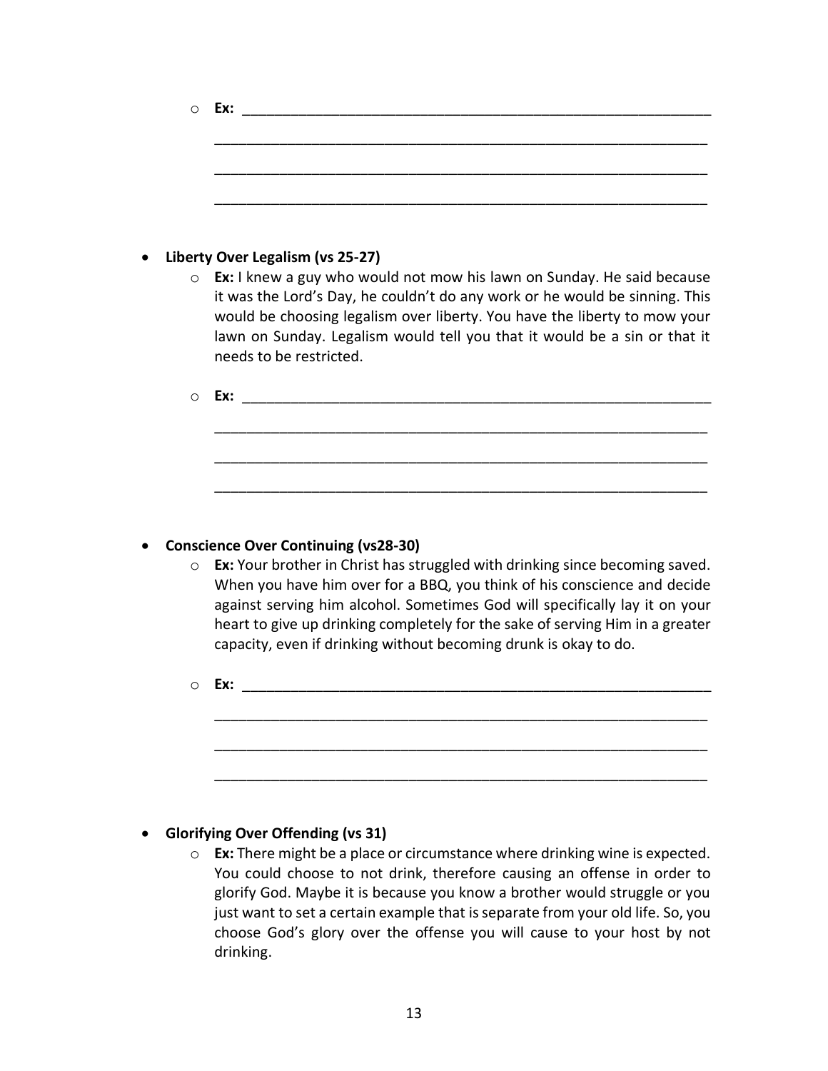- **Ex:** ______________________________________________________________

  ______________________________________________________________

  ______________________________________________________________

  ______________________________________________________________

- **Liberty Over Legalism (vs 25-27)**
  - **Ex:** I knew a guy who would not mow his lawn on Sunday. He said because it was the Lord's Day, he couldn't do any work or he would be sinning. This would be choosing legalism over liberty. You have the liberty to mow your lawn on Sunday. Legalism would tell you that it would be a sin or that it needs to be restricted.
  - **Ex:** ______________________________________________________________

    ______________________________________________________________

    ______________________________________________________________

    ______________________________________________________________

- **Conscience Over Continuing (vs28-30)**
  - **Ex:** Your brother in Christ has struggled with drinking since becoming saved. When you have him over for a BBQ, you think of his conscience and decide against serving him alcohol. Sometimes God will specifically lay it on your heart to give up drinking completely for the sake of serving Him in a greater capacity, even if drinking without becoming drunk is okay to do.
  - **Ex:** ______________________________________________________________

    ______________________________________________________________

    ______________________________________________________________

    ______________________________________________________________

- **Glorifying Over Offending (vs 31)**
  - **Ex:** There might be a place or circumstance where drinking wine is expected. You could choose to not drink, therefore causing an offense in order to glorify God. Maybe it is because you know a brother would struggle or you just want to set a certain example that is separate from your old life. So, you choose God's glory over the offense you will cause to your host by not drinking.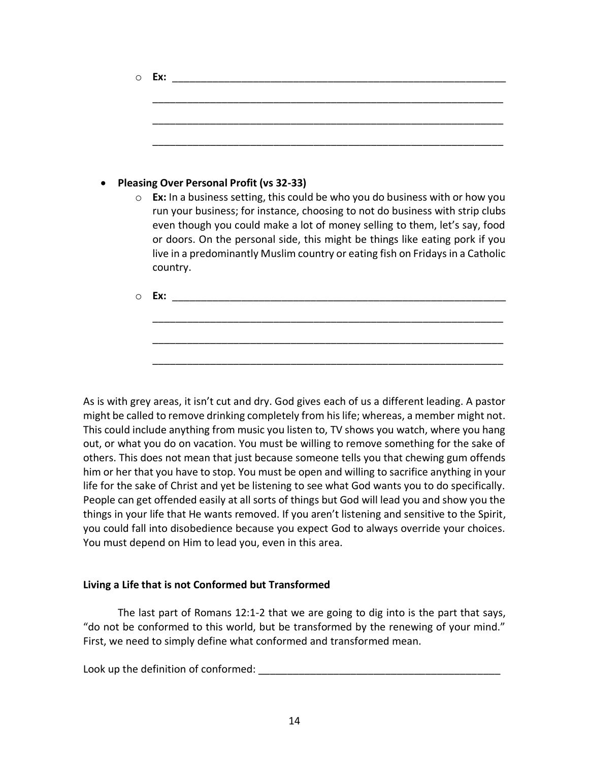- **Ex:** ____________________________________________________________

  ______________________________________________________________

  ______________________________________________________________

  ______________________________________________________________

- **Pleasing Over Personal Profit (vs 32-33)**
  - **Ex:** In a business setting, this could be who you do business with or how you run your business; for instance, choosing to not do business with strip clubs even though you could make a lot of money selling to them, let's say, food or doors. On the personal side, this might be things like eating pork if you live in a predominantly Muslim country or eating fish on Fridays in a Catholic country.
  - **Ex:** ____________________________________________________________

    ______________________________________________________________

    ______________________________________________________________

    ______________________________________________________________

As is with grey areas, it isn't cut and dry. God gives each of us a different leading. A pastor might be called to remove drinking completely from his life; whereas, a member might not. This could include anything from music you listen to, TV shows you watch, where you hang out, or what you do on vacation. You must be willing to remove something for the sake of others. This does not mean that just because someone tells you that chewing gum offends him or her that you have to stop. You must be open and willing to sacrifice anything in your life for the sake of Christ and yet be listening to see what God wants you to do specifically. People can get offended easily at all sorts of things but God will lead you and show you the things in your life that He wants removed. If you aren't listening and sensitive to the Spirit, you could fall into disobedience because you expect God to always override your choices. You must depend on Him to lead you, even in this area.

**Living a Life that is not Conformed but Transformed**

The last part of Romans 12:1-2 that we are going to dig into is the part that says, "do not be conformed to this world, but be transformed by the renewing of your mind." First, we need to simply define what conformed and transformed mean.

Look up the definition of conformed: __________________________________________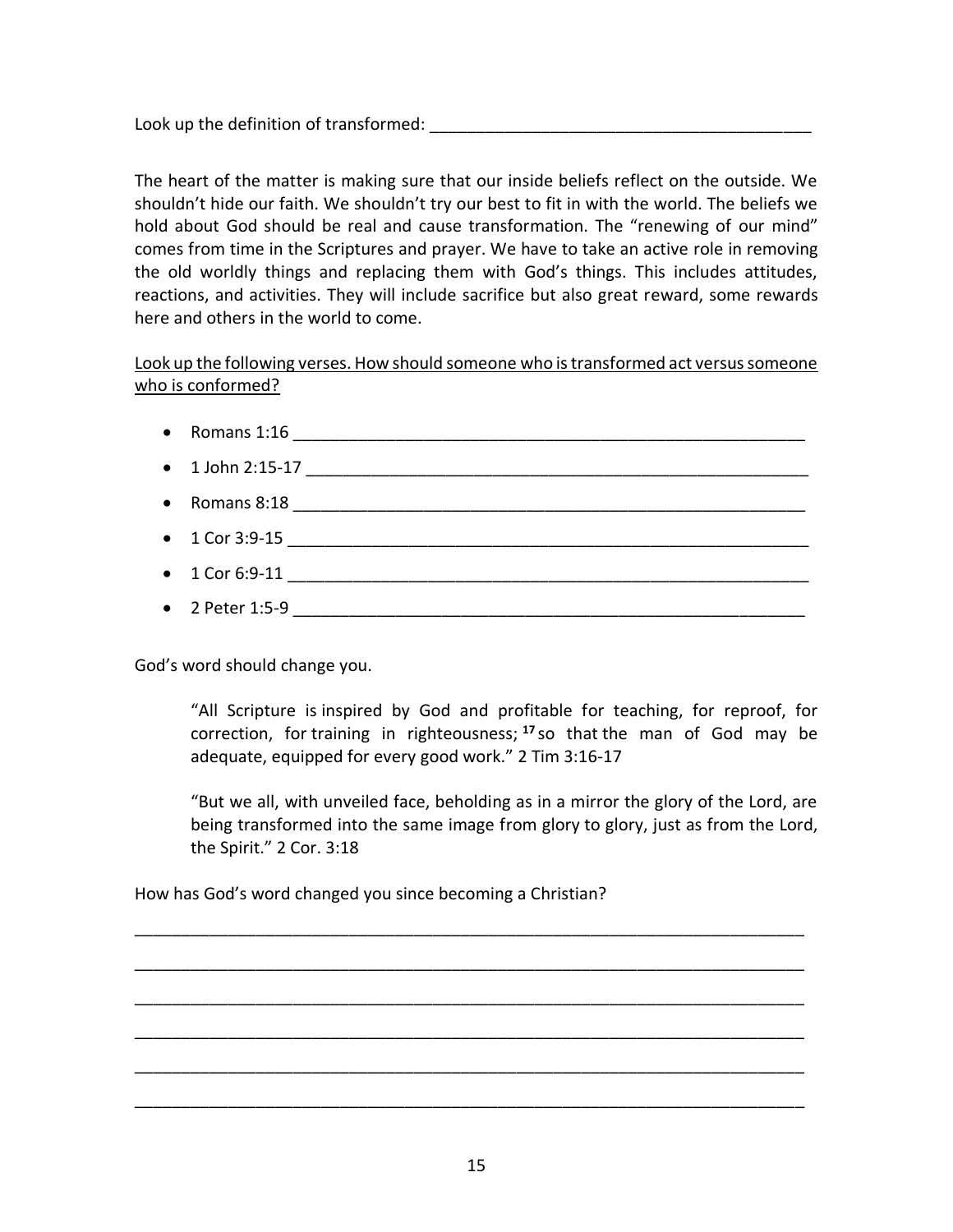Look up the definition of transformed: ________________________________________

The heart of the matter is making sure that our inside beliefs reflect on the outside. We shouldn't hide our faith. We shouldn't try our best to fit in with the world. The beliefs we hold about God should be real and cause transformation. The "renewing of our mind" comes from time in the Scriptures and prayer. We have to take an active role in removing the old worldly things and replacing them with God's things. This includes attitudes, reactions, and activities. They will include sacrifice but also great reward, some rewards here and others in the world to come.

<u>Look up the following verses. How should someone who is transformed act versus someone who is conformed?</u>

- Romans 1:16 ________________________________________________________
- 1 John 2:15-17 _____________________________________________________
- Romans 8:18 ________________________________________________________
- 1 Cor 3:9-15 _______________________________________________________
- 1 Cor 6:9-11 _______________________________________________________
- 2 Peter 1:5-9 ______________________________________________________

God's word should change you.

> "All Scripture is inspired by God and profitable for teaching, for reproof, for correction, for training in righteousness; [17] so that the man of God may be adequate, equipped for every good work." 2 Tim 3:16-17

> "But we all, with unveiled face, beholding as in a mirror the glory of the Lord, are being transformed into the same image from glory to glory, just as from the Lord, the Spirit." 2 Cor. 3:18

How has God's word changed you since becoming a Christian?

__________________________________________________________________________

__________________________________________________________________________

__________________________________________________________________________

__________________________________________________________________________

__________________________________________________________________________

__________________________________________________________________________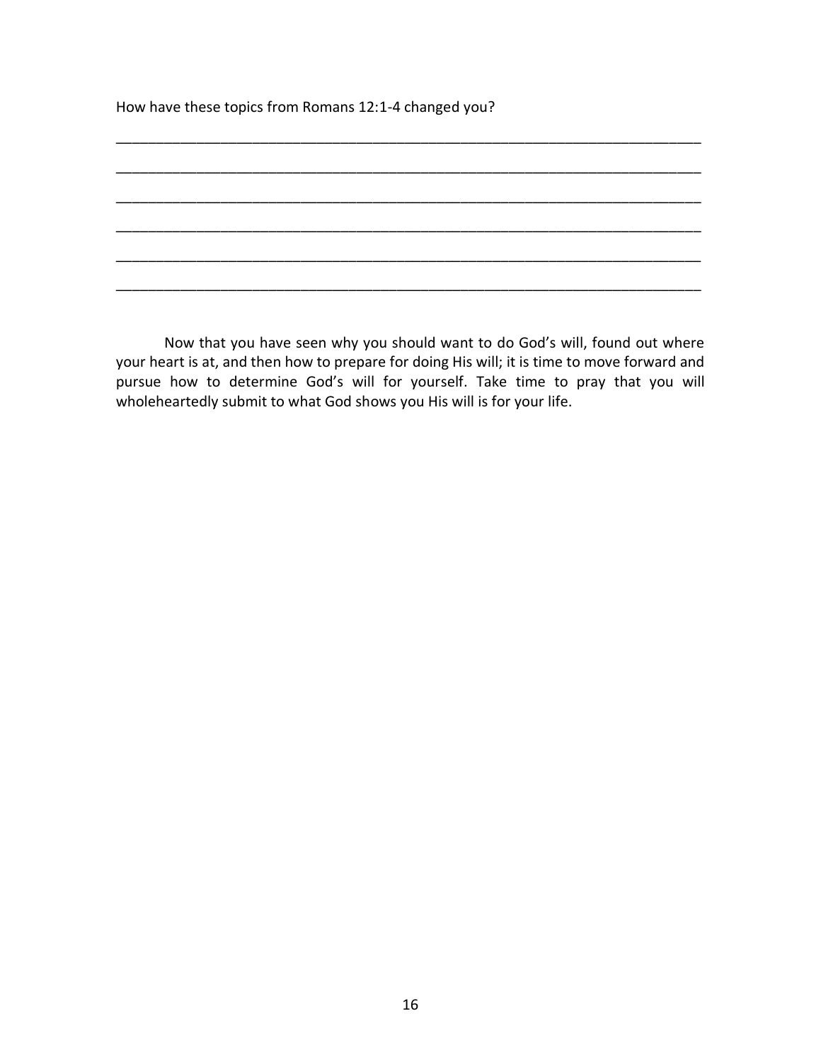How have these topics from Romans 12:1-4 changed you?

_____________________________________________________________________________

_____________________________________________________________________________

_____________________________________________________________________________

_____________________________________________________________________________

_____________________________________________________________________________

_____________________________________________________________________________

Now that you have seen why you should want to do God's will, found out where your heart is at, and then how to prepare for doing His will; it is time to move forward and pursue how to determine God's will for yourself. Take time to pray that you will wholeheartedly submit to what God shows you His will is for your life.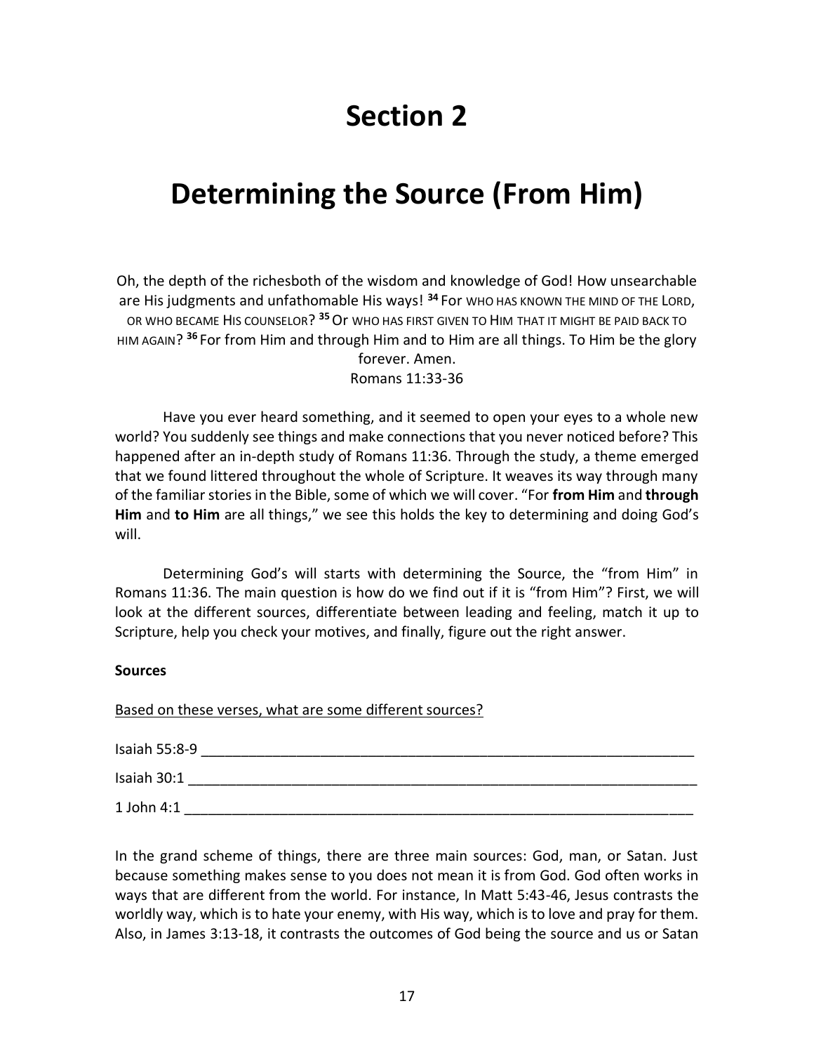# Section 2

# Determining the Source (From Him)

Oh, the depth of the richesboth of the wisdom and knowledge of God! How unsearchable are His judgments and unfathomable His ways! [34] For WHO HAS KNOWN THE MIND OF THE LORD, OR WHO BECAME HIS COUNSELOR? [35] Or WHO HAS FIRST GIVEN TO HIM THAT IT MIGHT BE PAID BACK TO HIM AGAIN? [36] For from Him and through Him and to Him are all things. To Him be the glory forever. Amen.
Romans 11:33-36

Have you ever heard something, and it seemed to open your eyes to a whole new world? You suddenly see things and make connections that you never noticed before? This happened after an in-depth study of Romans 11:36. Through the study, a theme emerged that we found littered throughout the whole of Scripture. It weaves its way through many of the familiar stories in the Bible, some of which we will cover. "For **from Him** and **through Him** and **to Him** are all things," we see this holds the key to determining and doing God's will.

Determining God's will starts with determining the Source, the "from Him" in Romans 11:36. The main question is how do we find out if it is "from Him"? First, we will look at the different sources, differentiate between leading and feeling, match it up to Scripture, help you check your motives, and finally, figure out the right answer.

**Sources**

Based on these verses, what are some different sources?

Isaiah 55:8-9 ____________________________________________________________

Isaiah 30:1 ______________________________________________________________

1 John 4:1 ______________________________________________________________

In the grand scheme of things, there are three main sources: God, man, or Satan. Just because something makes sense to you does not mean it is from God. God often works in ways that are different from the world. For instance, In Matt 5:43-46, Jesus contrasts the worldly way, which is to hate your enemy, with His way, which is to love and pray for them. Also, in James 3:13-18, it contrasts the outcomes of God being the source and us or Satan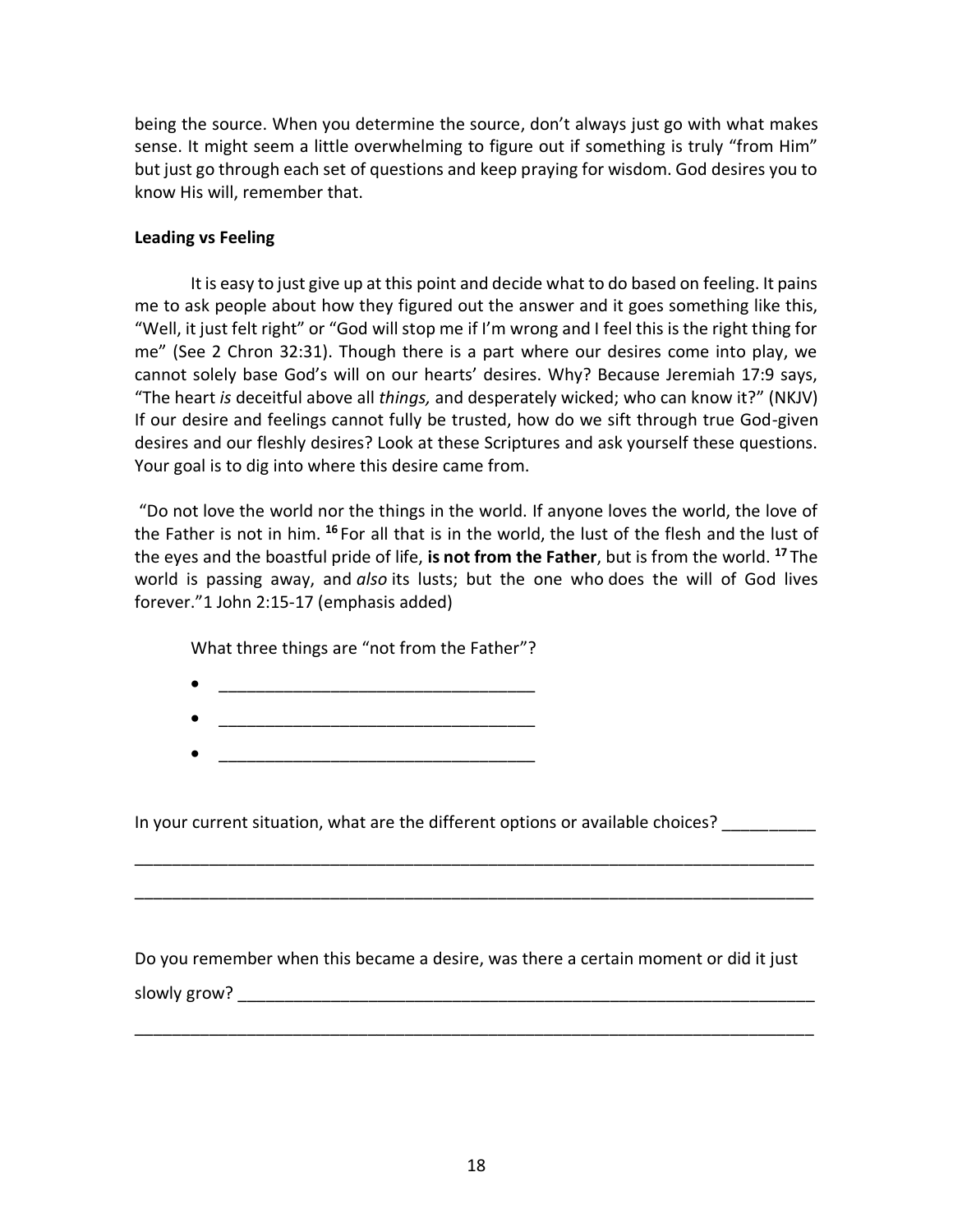being the source. When you determine the source, don't always just go with what makes sense. It might seem a little overwhelming to figure out if something is truly "from Him" but just go through each set of questions and keep praying for wisdom. God desires you to know His will, remember that.

**Leading vs Feeling**

It is easy to just give up at this point and decide what to do based on feeling. It pains me to ask people about how they figured out the answer and it goes something like this, "Well, it just felt right" or "God will stop me if I'm wrong and I feel this is the right thing for me" (See 2 Chron 32:31). Though there is a part where our desires come into play, we cannot solely base God's will on our hearts' desires. Why? Because Jeremiah 17:9 says, "The heart *is* deceitful above all *things,* and desperately wicked; who can know it?" (NKJV) If our desire and feelings cannot fully be trusted, how do we sift through true God-given desires and our fleshly desires? Look at these Scriptures and ask yourself these questions. Your goal is to dig into where this desire came from.

"Do not love the world nor the things in the world. If anyone loves the world, the love of the Father is not in him. **16** For all that is in the world, the lust of the flesh and the lust of the eyes and the boastful pride of life, **is not from the Father**, but is from the world. **17** The world is passing away, and *also* its lusts; but the one who does the will of God lives forever."1 John 2:15-17 (emphasis added)

What three things are "not from the Father"?

- ________________________________
- ________________________________
- ________________________________

In your current situation, what are the different options or available choices? __________

______________________________________________________________________

______________________________________________________________________

Do you remember when this became a desire, was there a certain moment or did it just slowly grow? ______________________________________________________________

______________________________________________________________________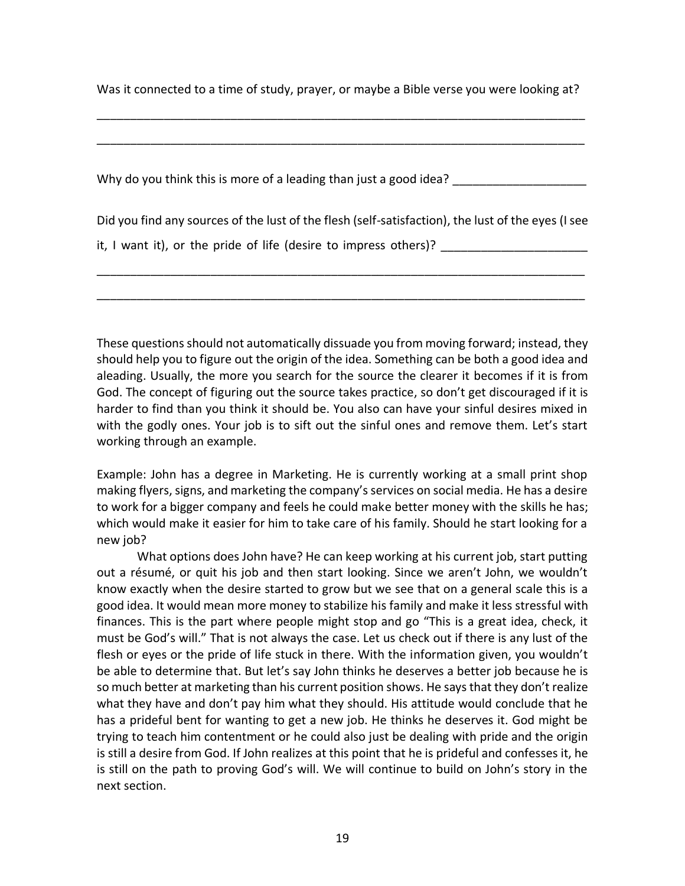Was it connected to a time of study, prayer, or maybe a Bible verse you were looking at?

___________________________________________________________________________

___________________________________________________________________________

Why do you think this is more of a leading than just a good idea? ____________________

Did you find any sources of the lust of the flesh (self-satisfaction), the lust of the eyes (I see it, I want it), or the pride of life (desire to impress others)? ______________________

___________________________________________________________________________

___________________________________________________________________________

These questions should not automatically dissuade you from moving forward; instead, they should help you to figure out the origin of the idea. Something can be both a good idea and aleading. Usually, the more you search for the source the clearer it becomes if it is from God. The concept of figuring out the source takes practice, so don't get discouraged if it is harder to find than you think it should be. You also can have your sinful desires mixed in with the godly ones. Your job is to sift out the sinful ones and remove them. Let's start working through an example.

Example: John has a degree in Marketing. He is currently working at a small print shop making flyers, signs, and marketing the company's services on social media. He has a desire to work for a bigger company and feels he could make better money with the skills he has; which would make it easier for him to take care of his family. Should he start looking for a new job?

What options does John have? He can keep working at his current job, start putting out a résumé, or quit his job and then start looking. Since we aren't John, we wouldn't know exactly when the desire started to grow but we see that on a general scale this is a good idea. It would mean more money to stabilize his family and make it less stressful with finances. This is the part where people might stop and go "This is a great idea, check, it must be God's will." That is not always the case. Let us check out if there is any lust of the flesh or eyes or the pride of life stuck in there. With the information given, you wouldn't be able to determine that. But let's say John thinks he deserves a better job because he is so much better at marketing than his current position shows. He says that they don't realize what they have and don't pay him what they should. His attitude would conclude that he has a prideful bent for wanting to get a new job. He thinks he deserves it. God might be trying to teach him contentment or he could also just be dealing with pride and the origin is still a desire from God. If John realizes at this point that he is prideful and confesses it, he is still on the path to proving God's will. We will continue to build on John's story in the next section.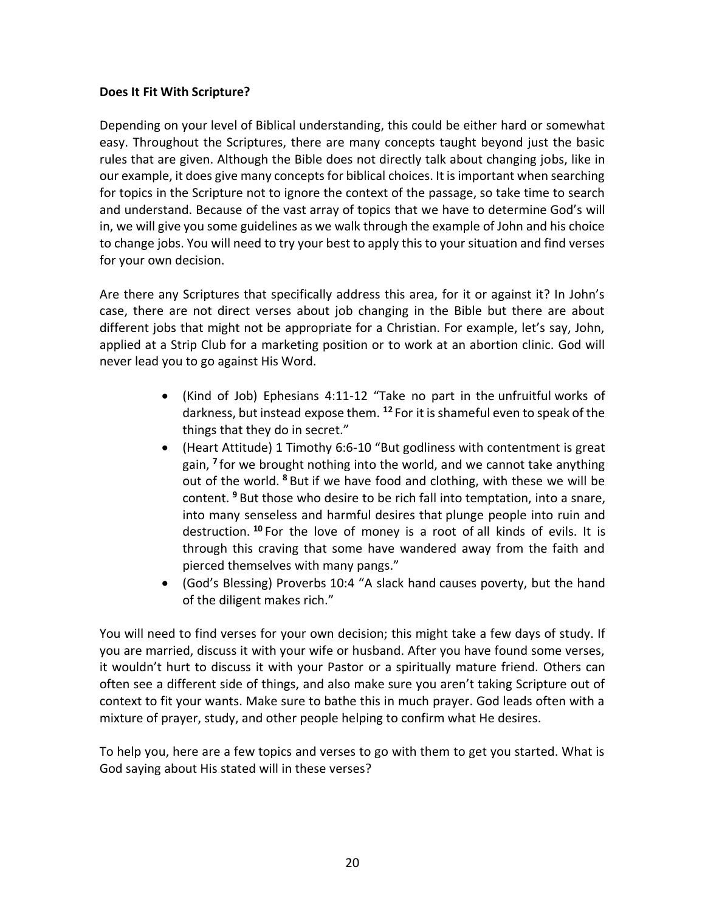**Does It Fit With Scripture?**

Depending on your level of Biblical understanding, this could be either hard or somewhat easy. Throughout the Scriptures, there are many concepts taught beyond just the basic rules that are given. Although the Bible does not directly talk about changing jobs, like in our example, it does give many concepts for biblical choices. It is important when searching for topics in the Scripture not to ignore the context of the passage, so take time to search and understand. Because of the vast array of topics that we have to determine God's will in, we will give you some guidelines as we walk through the example of John and his choice to change jobs. You will need to try your best to apply this to your situation and find verses for your own decision.

Are there any Scriptures that specifically address this area, for it or against it? In John's case, there are not direct verses about job changing in the Bible but there are about different jobs that might not be appropriate for a Christian. For example, let's say, John, applied at a Strip Club for a marketing position or to work at an abortion clinic. God will never lead you to go against His Word.

- (Kind of Job) Ephesians 4:11-12 "Take no part in the unfruitful works of darkness, but instead expose them. [12] For it is shameful even to speak of the things that they do in secret."
- (Heart Attitude) 1 Timothy 6:6-10 "But godliness with contentment is great gain, [7] for we brought nothing into the world, and we cannot take anything out of the world. [8] But if we have food and clothing, with these we will be content. [9] But those who desire to be rich fall into temptation, into a snare, into many senseless and harmful desires that plunge people into ruin and destruction. [10] For the love of money is a root of all kinds of evils. It is through this craving that some have wandered away from the faith and pierced themselves with many pangs."
- (God's Blessing) Proverbs 10:4 "A slack hand causes poverty, but the hand of the diligent makes rich."

You will need to find verses for your own decision; this might take a few days of study. If you are married, discuss it with your wife or husband. After you have found some verses, it wouldn't hurt to discuss it with your Pastor or a spiritually mature friend. Others can often see a different side of things, and also make sure you aren't taking Scripture out of context to fit your wants. Make sure to bathe this in much prayer. God leads often with a mixture of prayer, study, and other people helping to confirm what He desires.

To help you, here are a few topics and verses to go with them to get you started. What is God saying about His stated will in these verses?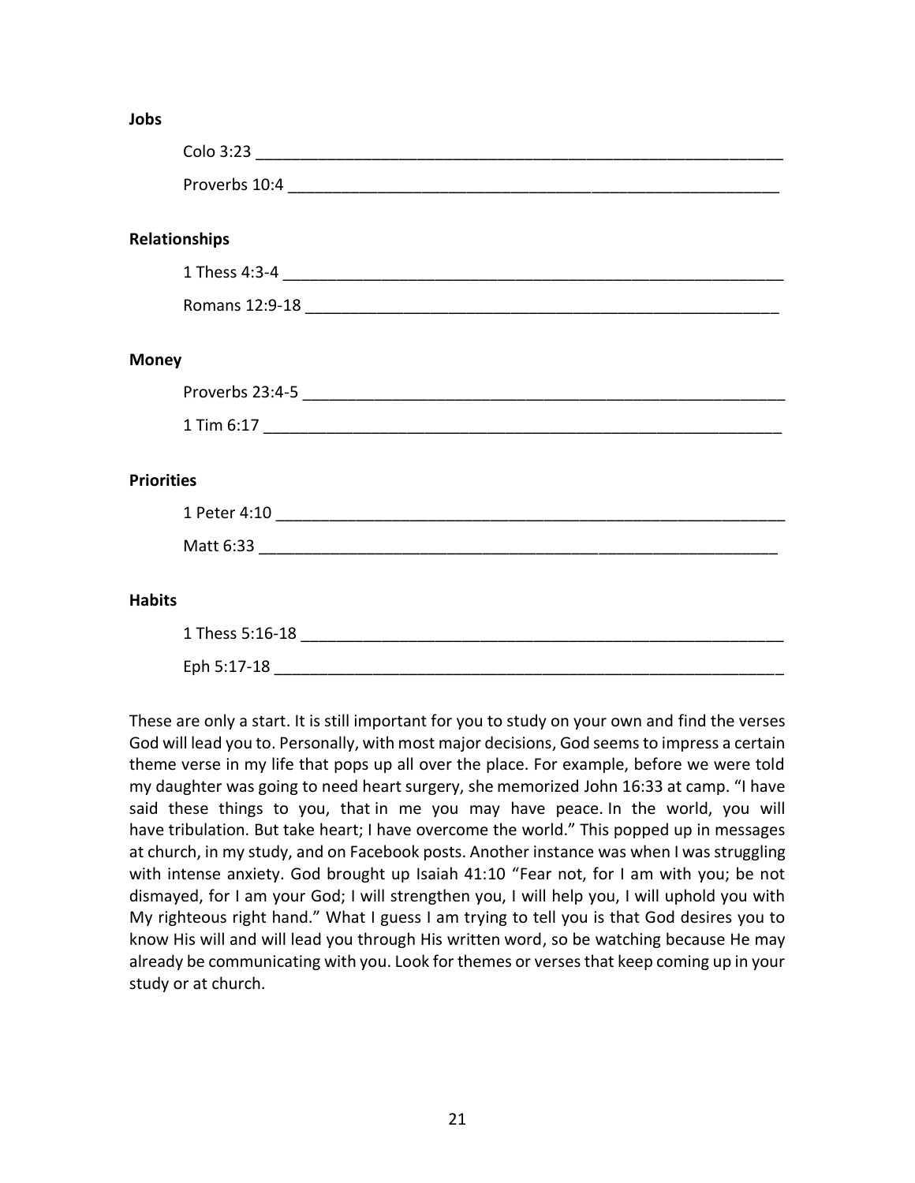**Jobs**

Colo 3:23 ____________________________________________________________

Proverbs 10:4 ________________________________________________________

**Relationships**

1 Thess 4:3-4 ________________________________________________________

Romans 12:9-18 ______________________________________________________

**Money**

Proverbs 23:4-5 ______________________________________________________

1 Tim 6:17 __________________________________________________________

**Priorities**

1 Peter 4:10 _________________________________________________________

Matt 6:33 ___________________________________________________________

**Habits**

1 Thess 5:16-18 ______________________________________________________

Eph 5:17-18 _________________________________________________________

These are only a start. It is still important for you to study on your own and find the verses God will lead you to. Personally, with most major decisions, God seems to impress a certain theme verse in my life that pops up all over the place. For example, before we were told my daughter was going to need heart surgery, she memorized John 16:33 at camp. "I have said these things to you, that in me you may have peace. In the world, you will have tribulation. But take heart; I have overcome the world." This popped up in messages at church, in my study, and on Facebook posts. Another instance was when I was struggling with intense anxiety. God brought up Isaiah 41:10 "Fear not, for I am with you; be not dismayed, for I am your God; I will strengthen you, I will help you, I will uphold you with My righteous right hand." What I guess I am trying to tell you is that God desires you to know His will and will lead you through His written word, so be watching because He may already be communicating with you. Look for themes or verses that keep coming up in your study or at church.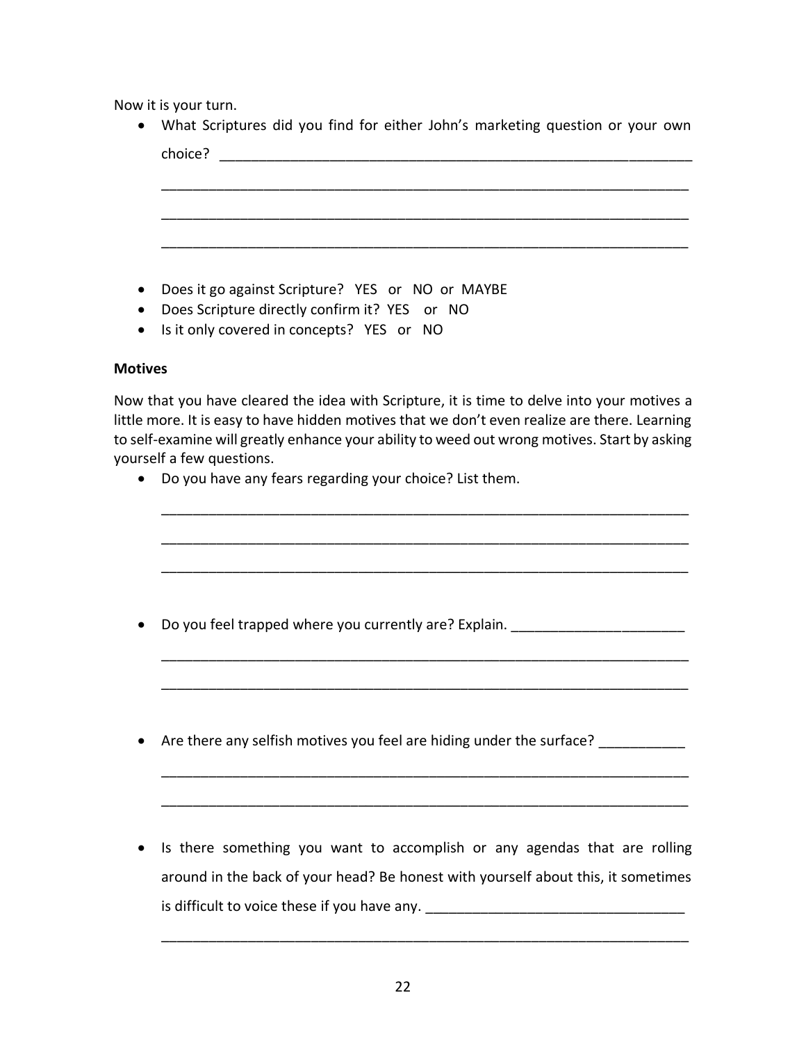Now it is your turn.

- What Scriptures did you find for either John's marketing question or your own choice? ____________________________________________________________

  ______________________________________________________________________

  ______________________________________________________________________

  ______________________________________________________________________

- Does it go against Scripture? YES or NO or MAYBE
- Does Scripture directly confirm it? YES or NO
- Is it only covered in concepts? YES or NO

**Motives**

Now that you have cleared the idea with Scripture, it is time to delve into your motives a little more. It is easy to have hidden motives that we don't even realize are there. Learning to self-examine will greatly enhance your ability to weed out wrong motives. Start by asking yourself a few questions.

- Do you have any fears regarding your choice? List them.

  ______________________________________________________________________

  ______________________________________________________________________

  ______________________________________________________________________

- Do you feel trapped where you currently are? Explain. ______________________

  ______________________________________________________________________

  ______________________________________________________________________

- Are there any selfish motives you feel are hiding under the surface? ___________

  ______________________________________________________________________

  ______________________________________________________________________

- Is there something you want to accomplish or any agendas that are rolling around in the back of your head? Be honest with yourself about this, it sometimes is difficult to voice these if you have any. _________________________________

  ______________________________________________________________________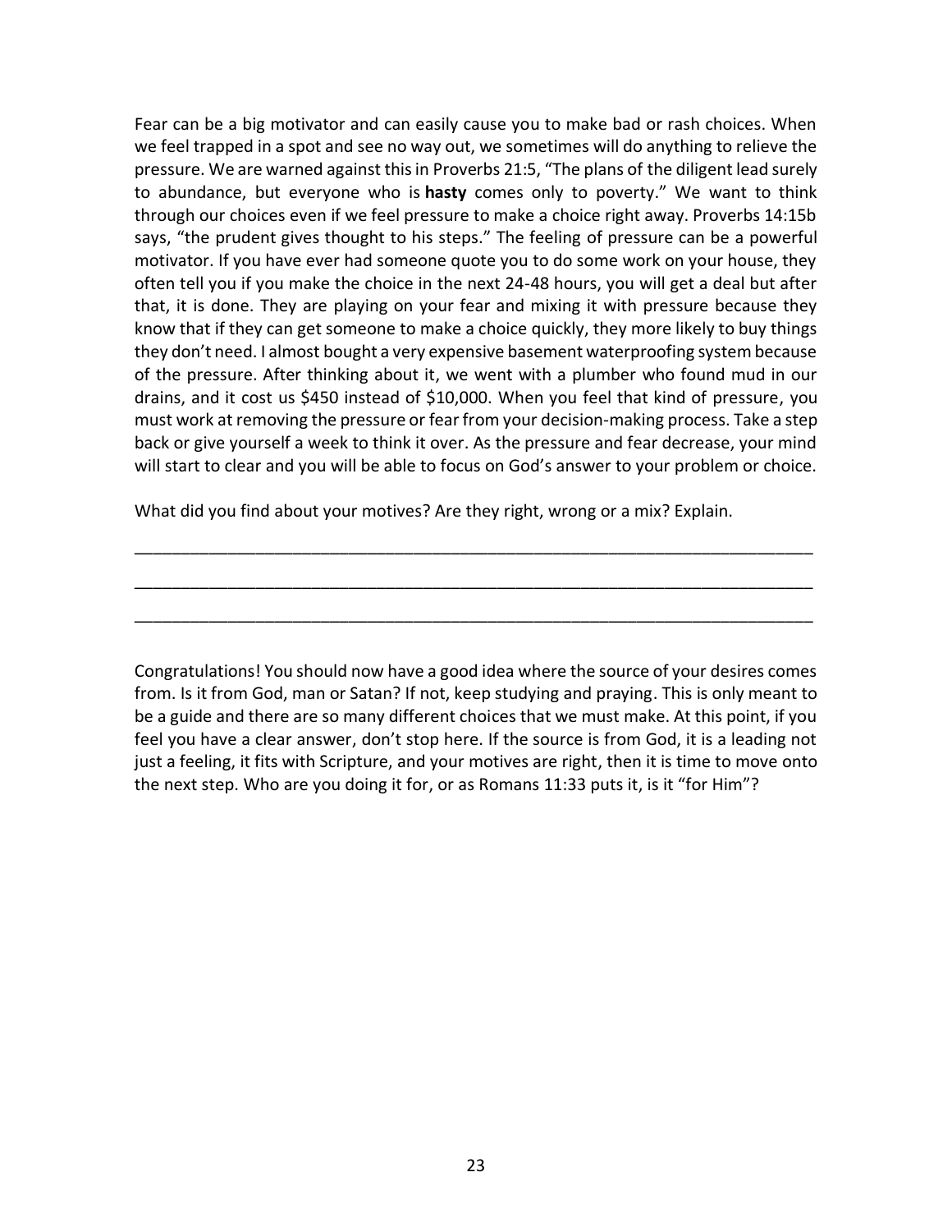Fear can be a big motivator and can easily cause you to make bad or rash choices. When we feel trapped in a spot and see no way out, we sometimes will do anything to relieve the pressure. We are warned against this in Proverbs 21:5, "The plans of the diligent lead surely to abundance, but everyone who is **hasty** comes only to poverty." We want to think through our choices even if we feel pressure to make a choice right away. Proverbs 14:15b says, "the prudent gives thought to his steps." The feeling of pressure can be a powerful motivator. If you have ever had someone quote you to do some work on your house, they often tell you if you make the choice in the next 24-48 hours, you will get a deal but after that, it is done. They are playing on your fear and mixing it with pressure because they know that if they can get someone to make a choice quickly, they more likely to buy things they don't need. I almost bought a very expensive basement waterproofing system because of the pressure. After thinking about it, we went with a plumber who found mud in our drains, and it cost us $450 instead of $10,000. When you feel that kind of pressure, you must work at removing the pressure or fear from your decision-making process. Take a step back or give yourself a week to think it over. As the pressure and fear decrease, your mind will start to clear and you will be able to focus on God's answer to your problem or choice.

What did you find about your motives? Are they right, wrong or a mix? Explain.

___________________________________________________________________________

___________________________________________________________________________

___________________________________________________________________________

Congratulations! You should now have a good idea where the source of your desires comes from. Is it from God, man or Satan? If not, keep studying and praying. This is only meant to be a guide and there are so many different choices that we must make. At this point, if you feel you have a clear answer, don't stop here. If the source is from God, it is a leading not just a feeling, it fits with Scripture, and your motives are right, then it is time to move onto the next step. Who are you doing it for, or as Romans 11:33 puts it, is it "for Him"?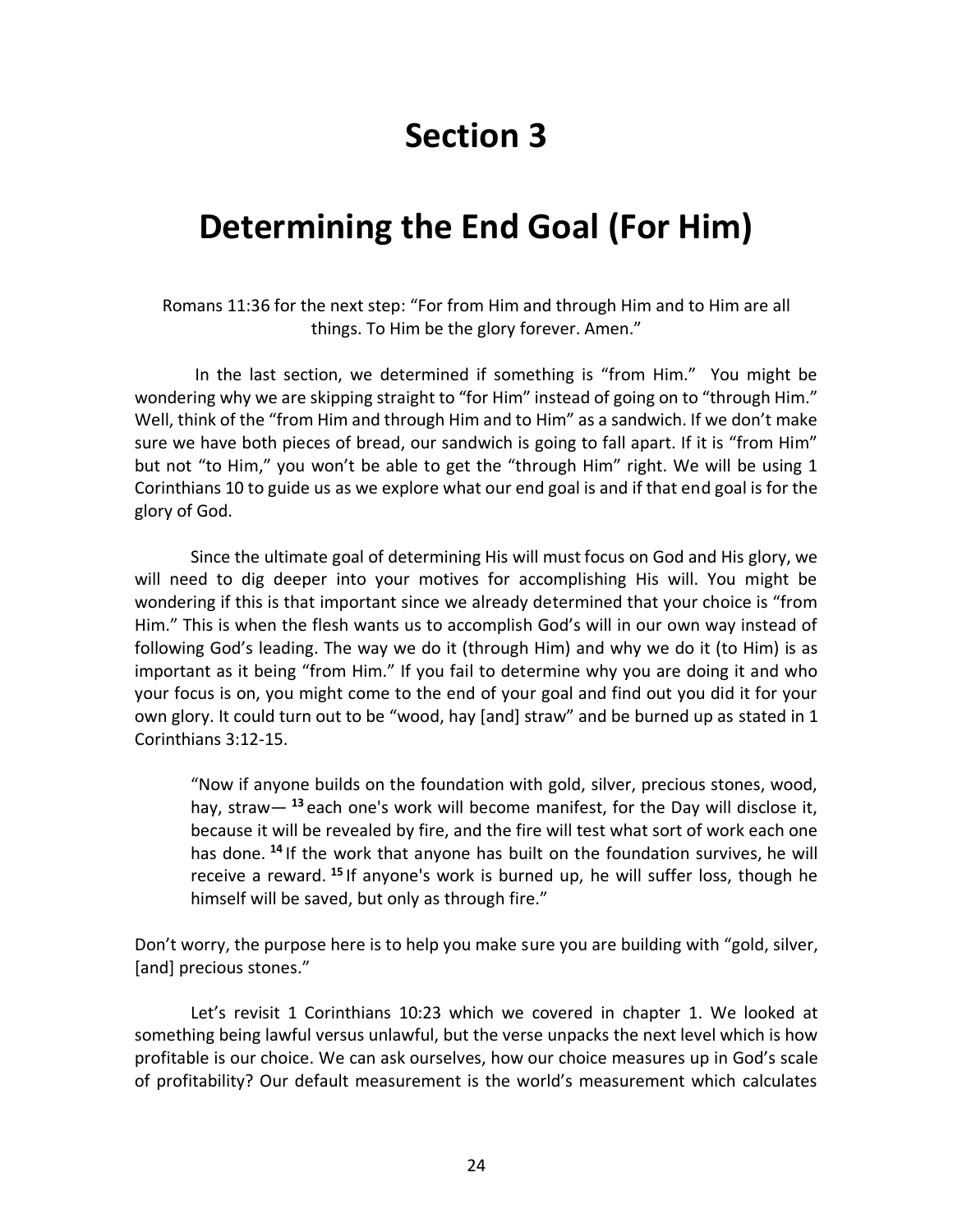# Section 3

# Determining the End Goal (For Him)

Romans 11:36 for the next step: "For from Him and through Him and to Him are all things. To Him be the glory forever. Amen."

In the last section, we determined if something is "from Him." You might be wondering why we are skipping straight to "for Him" instead of going on to "through Him." Well, think of the "from Him and through Him and to Him" as a sandwich. If we don't make sure we have both pieces of bread, our sandwich is going to fall apart. If it is "from Him" but not "to Him," you won't be able to get the "through Him" right. We will be using 1 Corinthians 10 to guide us as we explore what our end goal is and if that end goal is for the glory of God.

Since the ultimate goal of determining His will must focus on God and His glory, we will need to dig deeper into your motives for accomplishing His will. You might be wondering if this is that important since we already determined that your choice is "from Him." This is when the flesh wants us to accomplish God's will in our own way instead of following God's leading. The way we do it (through Him) and why we do it (to Him) is as important as it being "from Him." If you fail to determine why you are doing it and who your focus is on, you might come to the end of your goal and find out you did it for your own glory. It could turn out to be "wood, hay [and] straw" and be burned up as stated in 1 Corinthians 3:12-15.

> "Now if anyone builds on the foundation with gold, silver, precious stones, wood, hay, straw— **13** each one's work will become manifest, for the Day will disclose it, because it will be revealed by fire, and the fire will test what sort of work each one has done. **14** If the work that anyone has built on the foundation survives, he will receive a reward. **15** If anyone's work is burned up, he will suffer loss, though he himself will be saved, but only as through fire."

Don't worry, the purpose here is to help you make sure you are building with "gold, silver, [and] precious stones."

Let's revisit 1 Corinthians 10:23 which we covered in chapter 1. We looked at something being lawful versus unlawful, but the verse unpacks the next level which is how profitable is our choice. We can ask ourselves, how our choice measures up in God's scale of profitability? Our default measurement is the world's measurement which calculates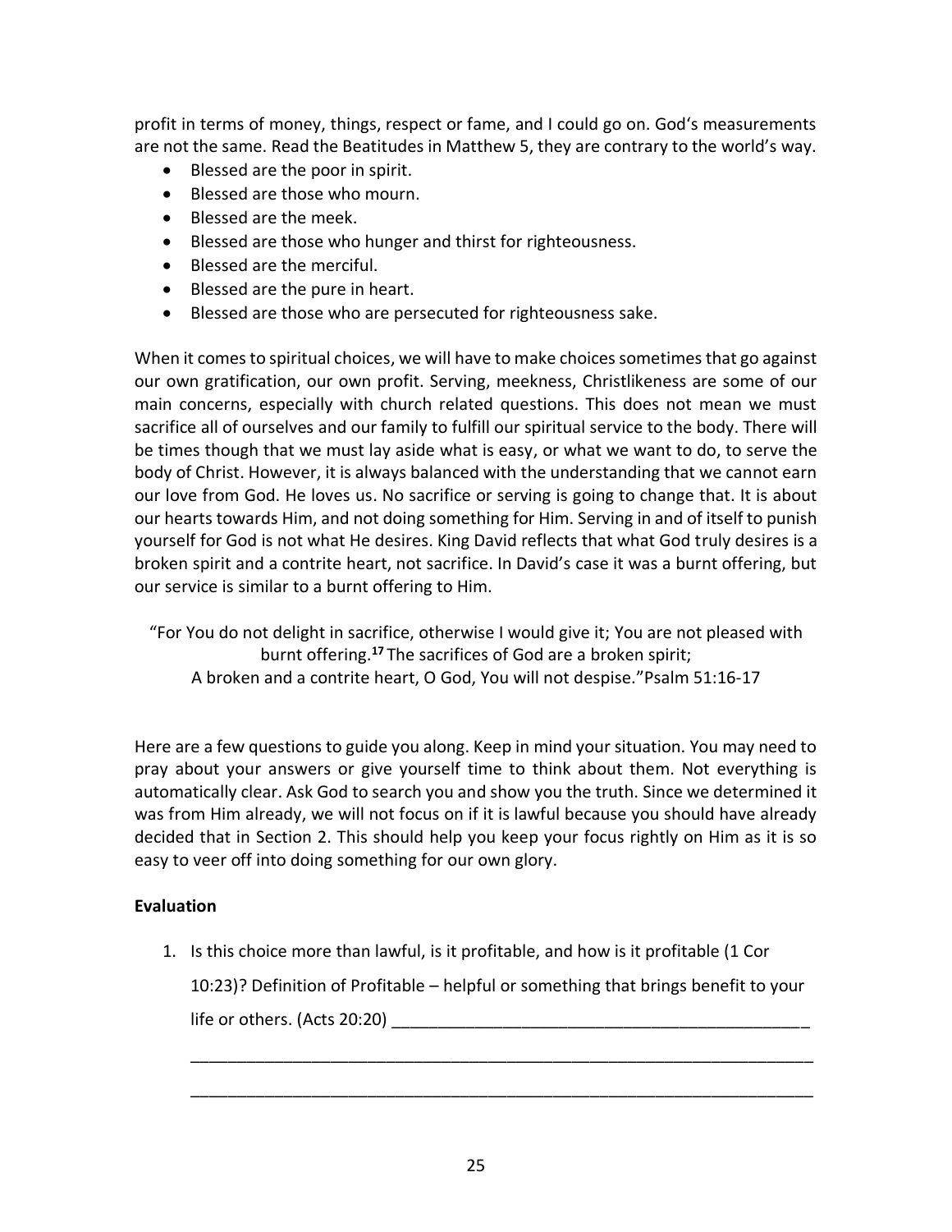profit in terms of money, things, respect or fame, and I could go on. God's measurements are not the same. Read the Beatitudes in Matthew 5, they are contrary to the world's way.

- Blessed are the poor in spirit.
- Blessed are those who mourn.
- Blessed are the meek.
- Blessed are those who hunger and thirst for righteousness.
- Blessed are the merciful.
- Blessed are the pure in heart.
- Blessed are those who are persecuted for righteousness sake.

When it comes to spiritual choices, we will have to make choices sometimes that go against our own gratification, our own profit. Serving, meekness, Christlikeness are some of our main concerns, especially with church related questions. This does not mean we must sacrifice all of ourselves and our family to fulfill our spiritual service to the body. There will be times though that we must lay aside what is easy, or what we want to do, to serve the body of Christ. However, it is always balanced with the understanding that we cannot earn our love from God. He loves us. No sacrifice or serving is going to change that. It is about our hearts towards Him, and not doing something for Him. Serving in and of itself to punish yourself for God is not what He desires. King David reflects that what God truly desires is a broken spirit and a contrite heart, not sacrifice. In David's case it was a burnt offering, but our service is similar to a burnt offering to Him.

"For You do not delight in sacrifice, otherwise I would give it; You are not pleased with burnt offering.**17** The sacrifices of God are a broken spirit;
A broken and a contrite heart, O God, You will not despise."Psalm 51:16-17

Here are a few questions to guide you along. Keep in mind your situation. You may need to pray about your answers or give yourself time to think about them. Not everything is automatically clear. Ask God to search you and show you the truth. Since we determined it was from Him already, we will not focus on if it is lawful because you should have already decided that in Section 2. This should help you keep your focus rightly on Him as it is so easy to veer off into doing something for our own glory.

**Evaluation**

1. Is this choice more than lawful, is it profitable, and how is it profitable (1 Cor 10:23)? Definition of Profitable – helpful or something that brings benefit to your life or others. (Acts 20:20) ______________________________________________

   ____________________________________________________________________

   ____________________________________________________________________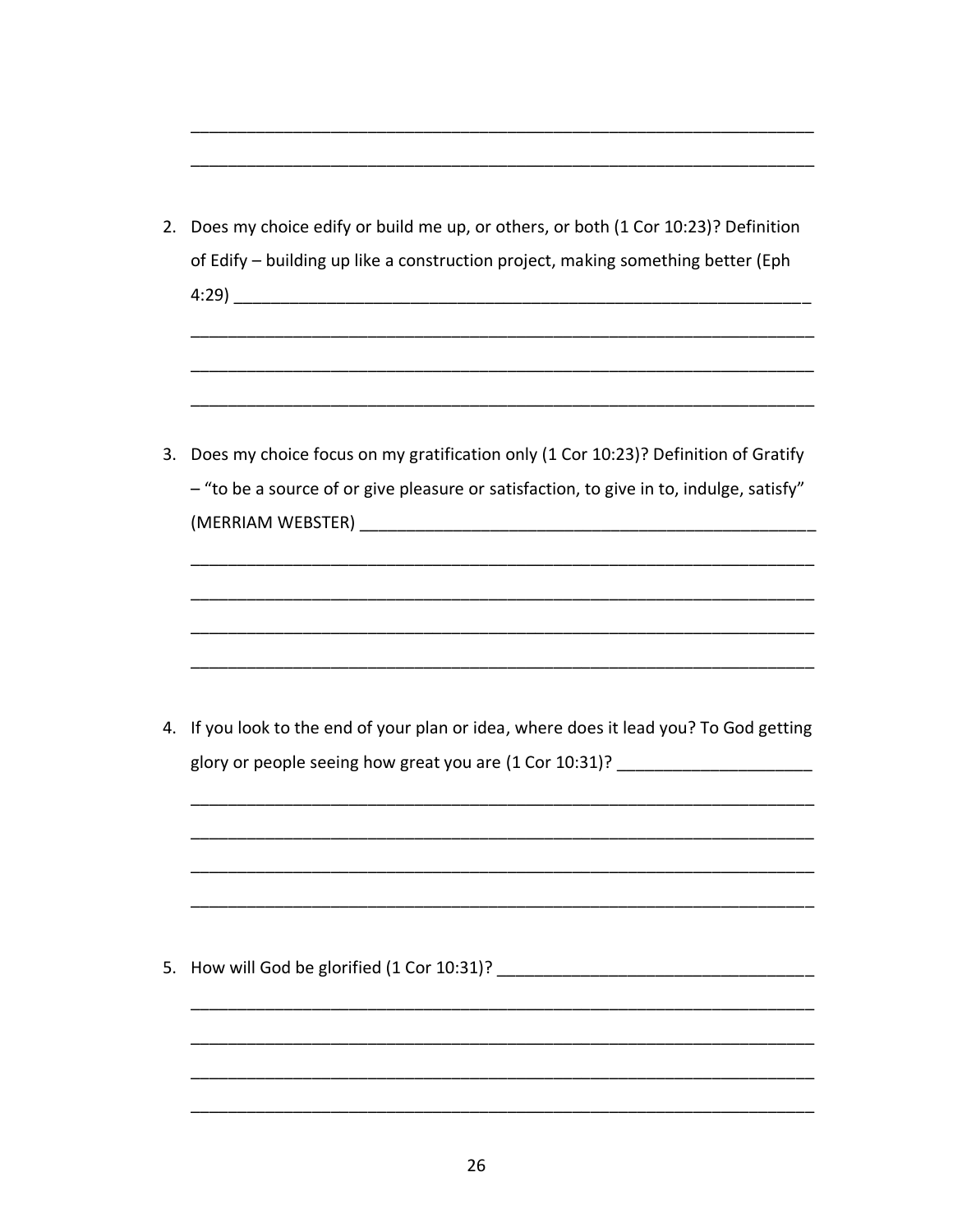_____________________________________________________________________

_____________________________________________________________________

2. Does my choice edify or build me up, or others, or both (1 Cor 10:23)? Definition of Edify – building up like a construction project, making something better (Eph 4:29) _______________________________________________________________

   _____________________________________________________________________

   _____________________________________________________________________

   _____________________________________________________________________

3. Does my choice focus on my gratification only (1 Cor 10:23)? Definition of Gratify – "to be a source of or give pleasure or satisfaction, to give in to, indulge, satisfy" (MERRIAM WEBSTER) ___________________________________________________

   _____________________________________________________________________

   _____________________________________________________________________

   _____________________________________________________________________

   _____________________________________________________________________

4. If you look to the end of your plan or idea, where does it lead you? To God getting glory or people seeing how great you are (1 Cor 10:31)? _____________________

   _____________________________________________________________________

   _____________________________________________________________________

   _____________________________________________________________________

   _____________________________________________________________________

5. How will God be glorified (1 Cor 10:31)? __________________________________

   _____________________________________________________________________

   _____________________________________________________________________

   _____________________________________________________________________

   _____________________________________________________________________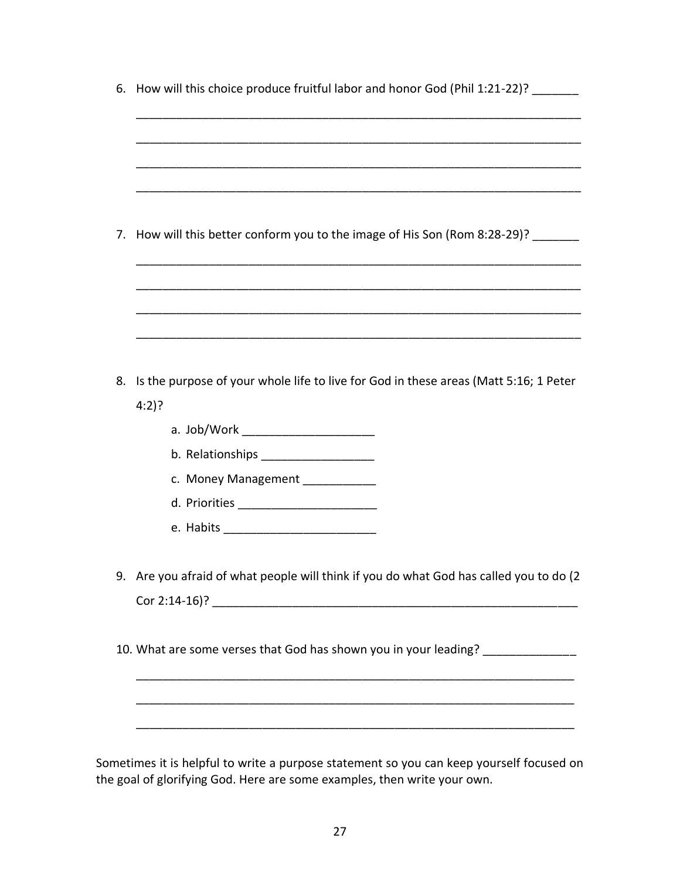6. How will this choice produce fruitful labor and honor God (Phil 1:21-22)? _______

   ____________________________________________________________________

   ____________________________________________________________________

   ____________________________________________________________________

   ____________________________________________________________________

7. How will this better conform you to the image of His Son (Rom 8:28-29)? _______

   ____________________________________________________________________

   ____________________________________________________________________

   ____________________________________________________________________

   ____________________________________________________________________

8. Is the purpose of your whole life to live for God in these areas (Matt 5:16; 1 Peter 4:2)?
   a. Job/Work ____________________
   b. Relationships _________________
   c. Money Management ___________
   d. Priorities _____________________
   e. Habits _______________________

9. Are you afraid of what people will think if you do what God has called you to do (2 Cor 2:14-16)? __________________________________________________________

10. What are some verses that God has shown you in your leading? ______________

    ____________________________________________________________________

    ____________________________________________________________________

    ____________________________________________________________________

Sometimes it is helpful to write a purpose statement so you can keep yourself focused on the goal of glorifying God. Here are some examples, then write your own.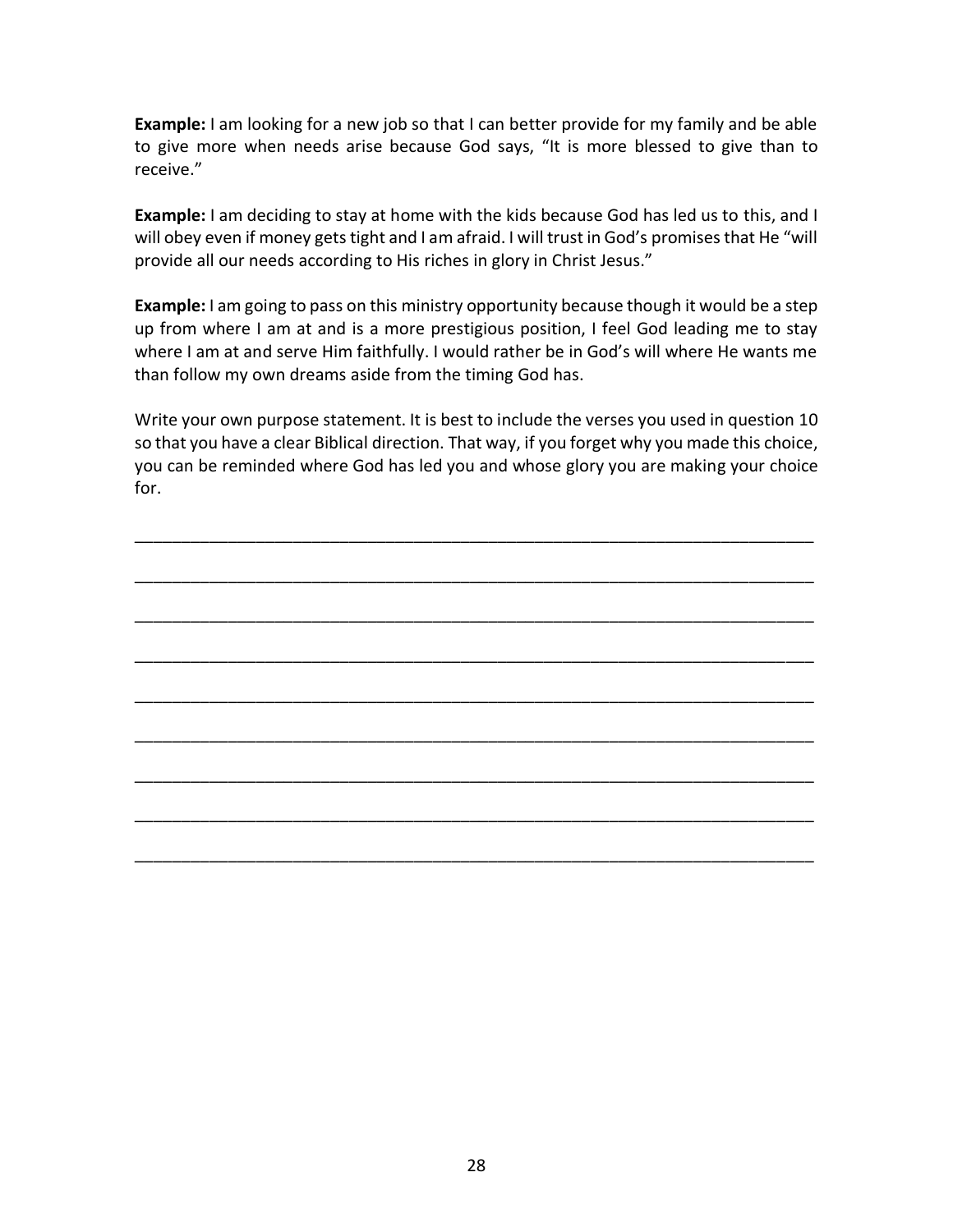**Example:** I am looking for a new job so that I can better provide for my family and be able to give more when needs arise because God says, "It is more blessed to give than to receive."

**Example:** I am deciding to stay at home with the kids because God has led us to this, and I will obey even if money gets tight and I am afraid. I will trust in God's promises that He "will provide all our needs according to His riches in glory in Christ Jesus."

**Example:** I am going to pass on this ministry opportunity because though it would be a step up from where I am at and is a more prestigious position, I feel God leading me to stay where I am at and serve Him faithfully. I would rather be in God's will where He wants me than follow my own dreams aside from the timing God has.

Write your own purpose statement. It is best to include the verses you used in question 10 so that you have a clear Biblical direction. That way, if you forget why you made this choice, you can be reminded where God has led you and whose glory you are making your choice for.

___________________________________________________________________________

___________________________________________________________________________

___________________________________________________________________________

___________________________________________________________________________

___________________________________________________________________________

___________________________________________________________________________

___________________________________________________________________________

___________________________________________________________________________

___________________________________________________________________________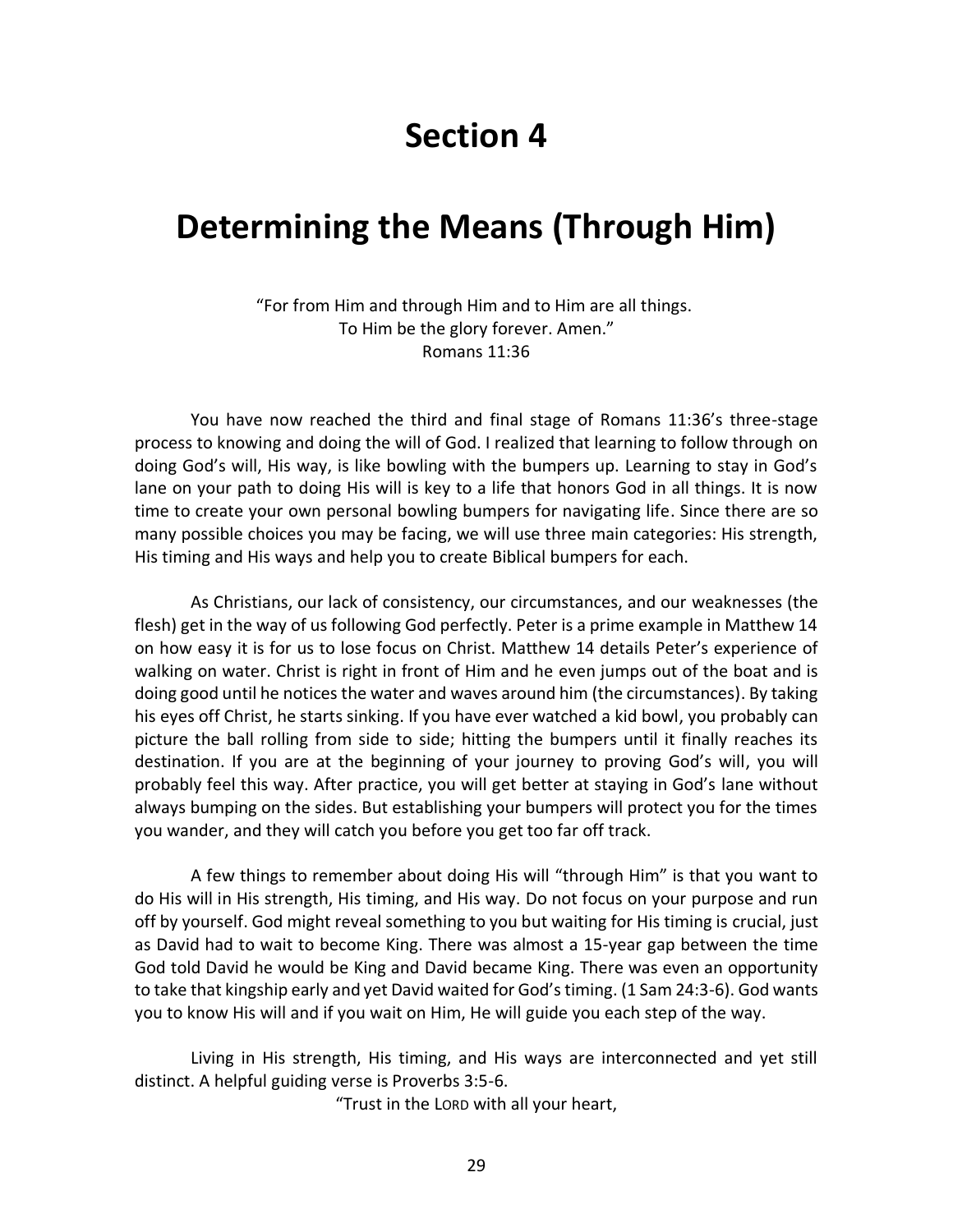# Section 4

# Determining the Means (Through Him)

"For from Him and through Him and to Him are all things.
To Him be the glory forever. Amen."
Romans 11:36

You have now reached the third and final stage of Romans 11:36's three-stage process to knowing and doing the will of God. I realized that learning to follow through on doing God's will, His way, is like bowling with the bumpers up. Learning to stay in God's lane on your path to doing His will is key to a life that honors God in all things. It is now time to create your own personal bowling bumpers for navigating life. Since there are so many possible choices you may be facing, we will use three main categories: His strength, His timing and His ways and help you to create Biblical bumpers for each.

As Christians, our lack of consistency, our circumstances, and our weaknesses (the flesh) get in the way of us following God perfectly. Peter is a prime example in Matthew 14 on how easy it is for us to lose focus on Christ. Matthew 14 details Peter's experience of walking on water. Christ is right in front of Him and he even jumps out of the boat and is doing good until he notices the water and waves around him (the circumstances). By taking his eyes off Christ, he starts sinking. If you have ever watched a kid bowl, you probably can picture the ball rolling from side to side; hitting the bumpers until it finally reaches its destination. If you are at the beginning of your journey to proving God's will, you will probably feel this way. After practice, you will get better at staying in God's lane without always bumping on the sides. But establishing your bumpers will protect you for the times you wander, and they will catch you before you get too far off track.

A few things to remember about doing His will "through Him" is that you want to do His will in His strength, His timing, and His way. Do not focus on your purpose and run off by yourself. God might reveal something to you but waiting for His timing is crucial, just as David had to wait to become King. There was almost a 15-year gap between the time God told David he would be King and David became King. There was even an opportunity to take that kingship early and yet David waited for God's timing. (1 Sam 24:3-6). God wants you to know His will and if you wait on Him, He will guide you each step of the way.

Living in His strength, His timing, and His ways are interconnected and yet still distinct. A helpful guiding verse is Proverbs 3:5-6.

"Trust in the LORD with all your heart,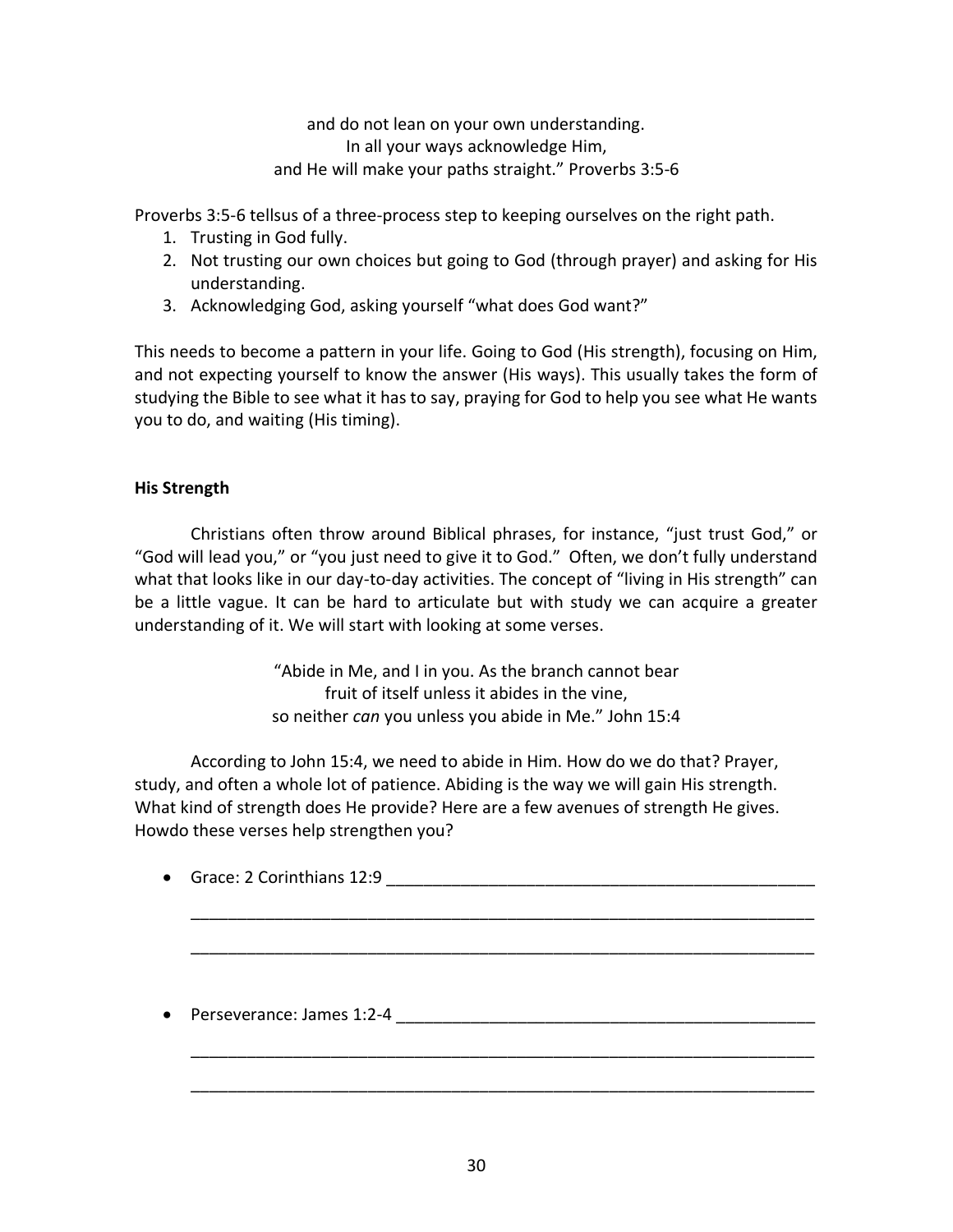and do not lean on your own understanding.
In all your ways acknowledge Him,
and He will make your paths straight." Proverbs 3:5-6

Proverbs 3:5-6 tellsus of a three-process step to keeping ourselves on the right path.

1. Trusting in God fully.
2. Not trusting our own choices but going to God (through prayer) and asking for His understanding.
3. Acknowledging God, asking yourself "what does God want?"

This needs to become a pattern in your life. Going to God (His strength), focusing on Him, and not expecting yourself to know the answer (His ways). This usually takes the form of studying the Bible to see what it has to say, praying for God to help you see what He wants you to do, and waiting (His timing).

**His Strength**

Christians often throw around Biblical phrases, for instance, "just trust God," or "God will lead you," or "you just need to give it to God." Often, we don't fully understand what that looks like in our day-to-day activities. The concept of "living in His strength" can be a little vague. It can be hard to articulate but with study we can acquire a greater understanding of it. We will start with looking at some verses.

"Abide in Me, and I in you. As the branch cannot bear
fruit of itself unless it abides in the vine,
so neither *can* you unless you abide in Me." John 15:4

According to John 15:4, we need to abide in Him. How do we do that? Prayer, study, and often a whole lot of patience. Abiding is the way we will gain His strength. What kind of strength does He provide? Here are a few avenues of strength He gives. Howdo these verses help strengthen you?

- Grace: 2 Corinthians 12:9 ______________________________________________

  ______________________________________________________________________

  ______________________________________________________________________

- Perseverance: James 1:2-4 ______________________________________________

  ______________________________________________________________________

  ______________________________________________________________________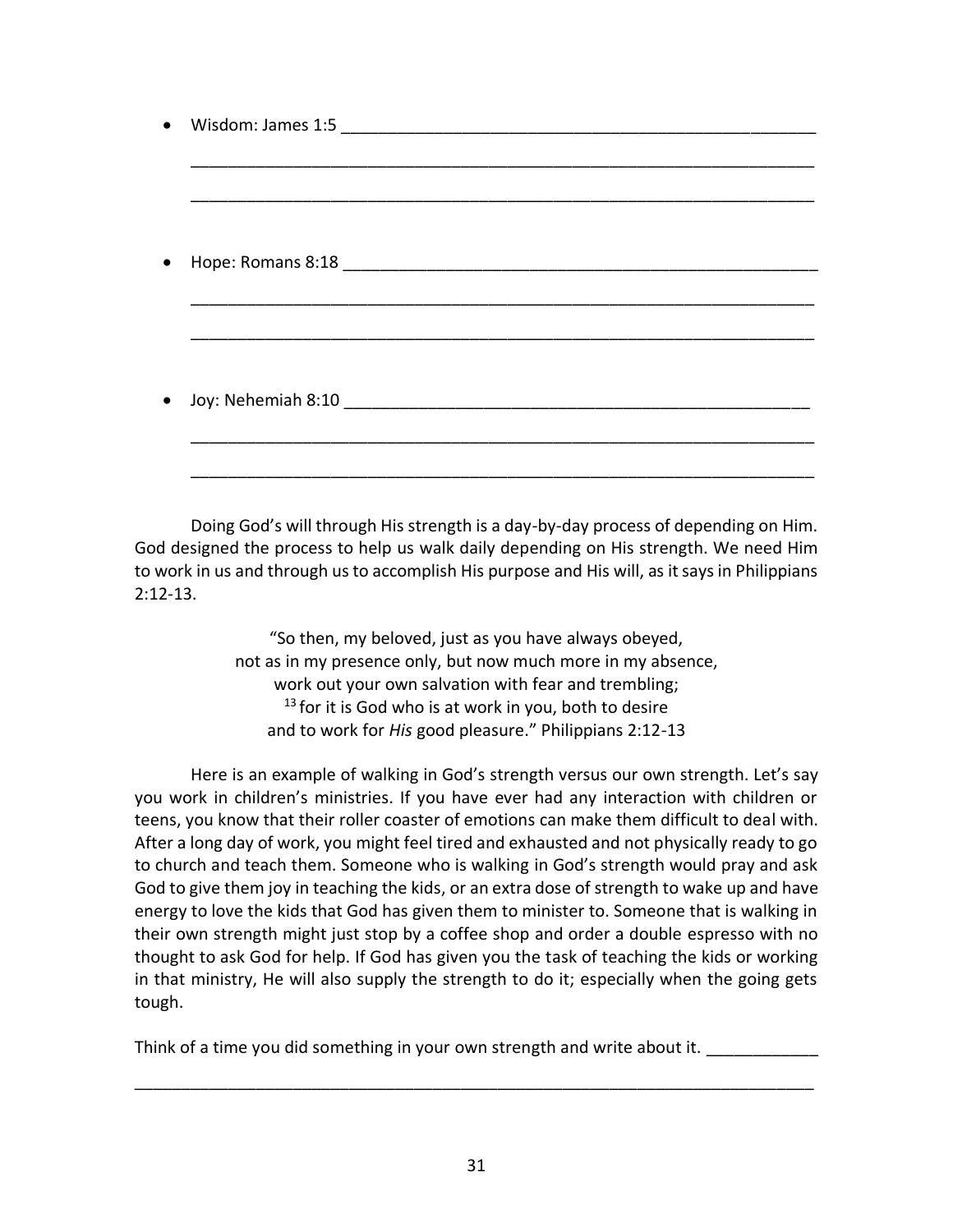- Wisdom: James 1:5 ____________________________________________________

  ______________________________________________________________________

  ______________________________________________________________________

- Hope: Romans 8:18 ____________________________________________________

  ______________________________________________________________________

  ______________________________________________________________________

- Joy: Nehemiah 8:10 ___________________________________________________

  ______________________________________________________________________

  ______________________________________________________________________

Doing God's will through His strength is a day-by-day process of depending on Him. God designed the process to help us walk daily depending on His strength. We need Him to work in us and through us to accomplish His purpose and His will, as it says in Philippians 2:12-13.

> "So then, my beloved, just as you have always obeyed,
> not as in my presence only, but now much more in my absence,
> work out your own salvation with fear and trembling;
> [13] for it is God who is at work in you, both to desire
> and to work for *His* good pleasure." Philippians 2:12-13

Here is an example of walking in God's strength versus our own strength. Let's say you work in children's ministries. If you have ever had any interaction with children or teens, you know that their roller coaster of emotions can make them difficult to deal with. After a long day of work, you might feel tired and exhausted and not physically ready to go to church and teach them. Someone who is walking in God's strength would pray and ask God to give them joy in teaching the kids, or an extra dose of strength to wake up and have energy to love the kids that God has given them to minister to. Someone that is walking in their own strength might just stop by a coffee shop and order a double espresso with no thought to ask God for help. If God has given you the task of teaching the kids or working in that ministry, He will also supply the strength to do it; especially when the going gets tough.

Think of a time you did something in your own strength and write about it. ____________

__________________________________________________________________________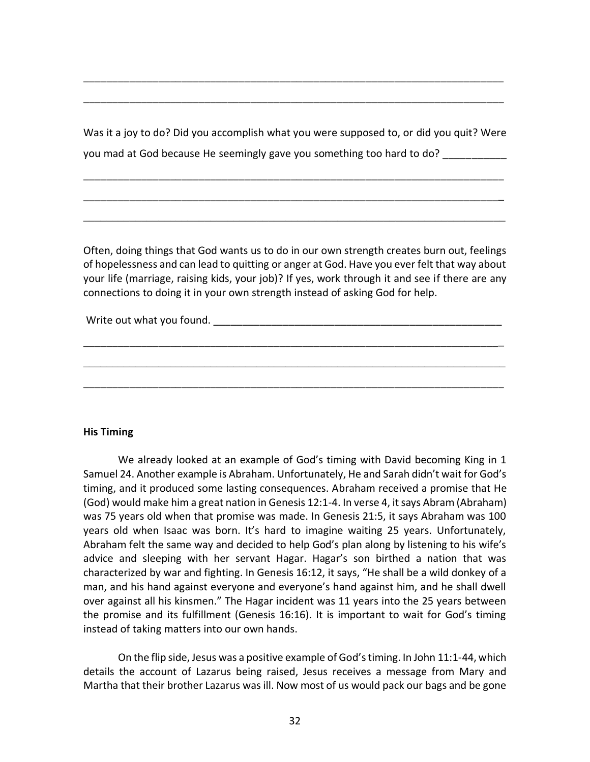\_\_\_\_\_\_\_\_\_\_\_\_\_\_\_\_\_\_\_\_\_\_\_\_\_\_\_\_\_\_\_\_\_\_\_\_\_\_\_\_\_\_\_\_\_\_\_\_\_\_\_\_\_\_\_\_\_\_\_\_\_\_\_\_\_\_\_\_\_\_\_\_

\_\_\_\_\_\_\_\_\_\_\_\_\_\_\_\_\_\_\_\_\_\_\_\_\_\_\_\_\_\_\_\_\_\_\_\_\_\_\_\_\_\_\_\_\_\_\_\_\_\_\_\_\_\_\_\_\_\_\_\_\_\_\_\_\_\_\_\_\_\_\_\_

Was it a joy to do? Did you accomplish what you were supposed to, or did you quit? Were you mad at God because He seemingly gave you something too hard to do? \_\_\_\_\_\_\_\_\_\_\_

\_\_\_\_\_\_\_\_\_\_\_\_\_\_\_\_\_\_\_\_\_\_\_\_\_\_\_\_\_\_\_\_\_\_\_\_\_\_\_\_\_\_\_\_\_\_\_\_\_\_\_\_\_\_\_\_\_\_\_\_\_\_\_\_\_\_\_\_\_\_\_\_

\_\_\_\_\_\_\_\_\_\_\_\_\_\_\_\_\_\_\_\_\_\_\_\_\_\_\_\_\_\_\_\_\_\_\_\_\_\_\_\_\_\_\_\_\_\_\_\_\_\_\_\_\_\_\_\_\_\_\_\_\_\_\_\_\_\_\_\_\_\_\_\_

\_\_\_\_\_\_\_\_\_\_\_\_\_\_\_\_\_\_\_\_\_\_\_\_\_\_\_\_\_\_\_\_\_\_\_\_\_\_\_\_\_\_\_\_\_\_\_\_\_\_\_\_\_\_\_\_\_\_\_\_\_\_\_\_\_\_\_\_\_\_\_\_

Often, doing things that God wants us to do in our own strength creates burn out, feelings of hopelessness and can lead to quitting or anger at God. Have you ever felt that way about your life (marriage, raising kids, your job)? If yes, work through it and see if there are any connections to doing it in your own strength instead of asking God for help.

Write out what you found. \_\_\_\_\_\_\_\_\_\_\_\_\_\_\_\_\_\_\_\_\_\_\_\_\_\_\_\_\_\_\_\_\_\_\_\_\_\_\_\_\_\_\_\_\_\_\_\_\_\_\_\_

\_\_\_\_\_\_\_\_\_\_\_\_\_\_\_\_\_\_\_\_\_\_\_\_\_\_\_\_\_\_\_\_\_\_\_\_\_\_\_\_\_\_\_\_\_\_\_\_\_\_\_\_\_\_\_\_\_\_\_\_\_\_\_\_\_\_\_\_\_\_\_\_

\_\_\_\_\_\_\_\_\_\_\_\_\_\_\_\_\_\_\_\_\_\_\_\_\_\_\_\_\_\_\_\_\_\_\_\_\_\_\_\_\_\_\_\_\_\_\_\_\_\_\_\_\_\_\_\_\_\_\_\_\_\_\_\_\_\_\_\_\_\_\_\_

\_\_\_\_\_\_\_\_\_\_\_\_\_\_\_\_\_\_\_\_\_\_\_\_\_\_\_\_\_\_\_\_\_\_\_\_\_\_\_\_\_\_\_\_\_\_\_\_\_\_\_\_\_\_\_\_\_\_\_\_\_\_\_\_\_\_\_\_\_\_\_\_

**His Timing**

We already looked at an example of God's timing with David becoming King in 1 Samuel 24. Another example is Abraham. Unfortunately, He and Sarah didn't wait for God's timing, and it produced some lasting consequences. Abraham received a promise that He (God) would make him a great nation in Genesis 12:1-4. In verse 4, it says Abram (Abraham) was 75 years old when that promise was made. In Genesis 21:5, it says Abraham was 100 years old when Isaac was born. It's hard to imagine waiting 25 years. Unfortunately, Abraham felt the same way and decided to help God's plan along by listening to his wife's advice and sleeping with her servant Hagar. Hagar's son birthed a nation that was characterized by war and fighting. In Genesis 16:12, it says, "He shall be a wild donkey of a man, and his hand against everyone and everyone's hand against him, and he shall dwell over against all his kinsmen." The Hagar incident was 11 years into the 25 years between the promise and its fulfillment (Genesis 16:16). It is important to wait for God's timing instead of taking matters into our own hands.

On the flip side, Jesus was a positive example of God's timing. In John 11:1-44, which details the account of Lazarus being raised, Jesus receives a message from Mary and Martha that their brother Lazarus was ill. Now most of us would pack our bags and be gone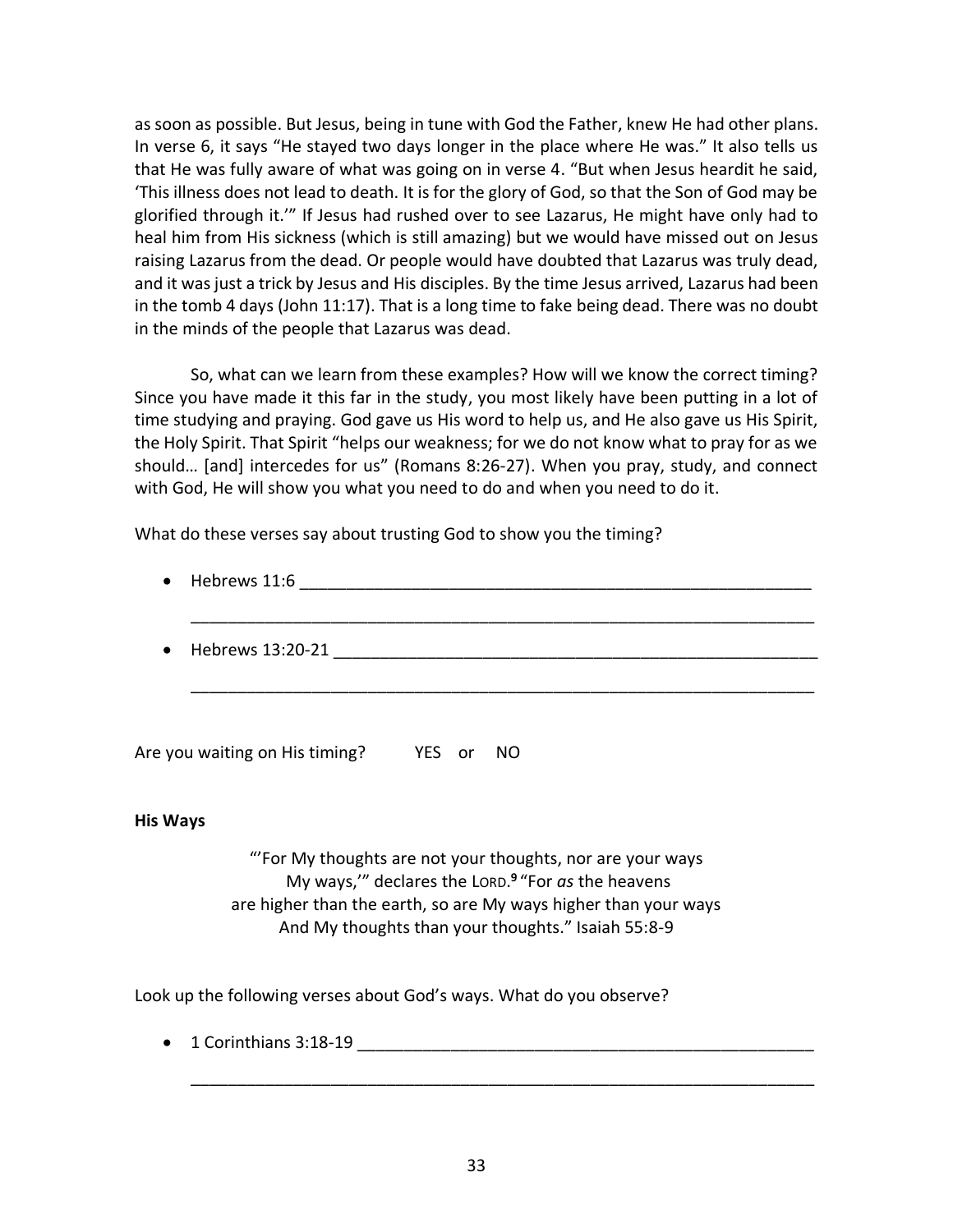as soon as possible. But Jesus, being in tune with God the Father, knew He had other plans. In verse 6, it says "He stayed two days longer in the place where He was." It also tells us that He was fully aware of what was going on in verse 4. "But when Jesus heardit he said, 'This illness does not lead to death. It is for the glory of God, so that the Son of God may be glorified through it.'" If Jesus had rushed over to see Lazarus, He might have only had to heal him from His sickness (which is still amazing) but we would have missed out on Jesus raising Lazarus from the dead. Or people would have doubted that Lazarus was truly dead, and it was just a trick by Jesus and His disciples. By the time Jesus arrived, Lazarus had been in the tomb 4 days (John 11:17). That is a long time to fake being dead. There was no doubt in the minds of the people that Lazarus was dead.

So, what can we learn from these examples? How will we know the correct timing? Since you have made it this far in the study, you most likely have been putting in a lot of time studying and praying. God gave us His word to help us, and He also gave us His Spirit, the Holy Spirit. That Spirit "helps our weakness; for we do not know what to pray for as we should… [and] intercedes for us" (Romans 8:26-27). When you pray, study, and connect with God, He will show you what you need to do and when you need to do it.

What do these verses say about trusting God to show you the timing?

- Hebrews 11:6 ______________________________________________________

  ______________________________________________________________

- Hebrews 13:20-21 __________________________________________________

  ______________________________________________________________

Are you waiting on His timing? YES or NO

**His Ways**

"'For My thoughts are not your thoughts, nor are your ways
My ways,'" declares the LORD.[9] "For *as* the heavens
are higher than the earth, so are My ways higher than your ways
And My thoughts than your thoughts." Isaiah 55:8-9

Look up the following verses about God's ways. What do you observe?

- 1 Corinthians 3:18-19 _______________________________________________

  ______________________________________________________________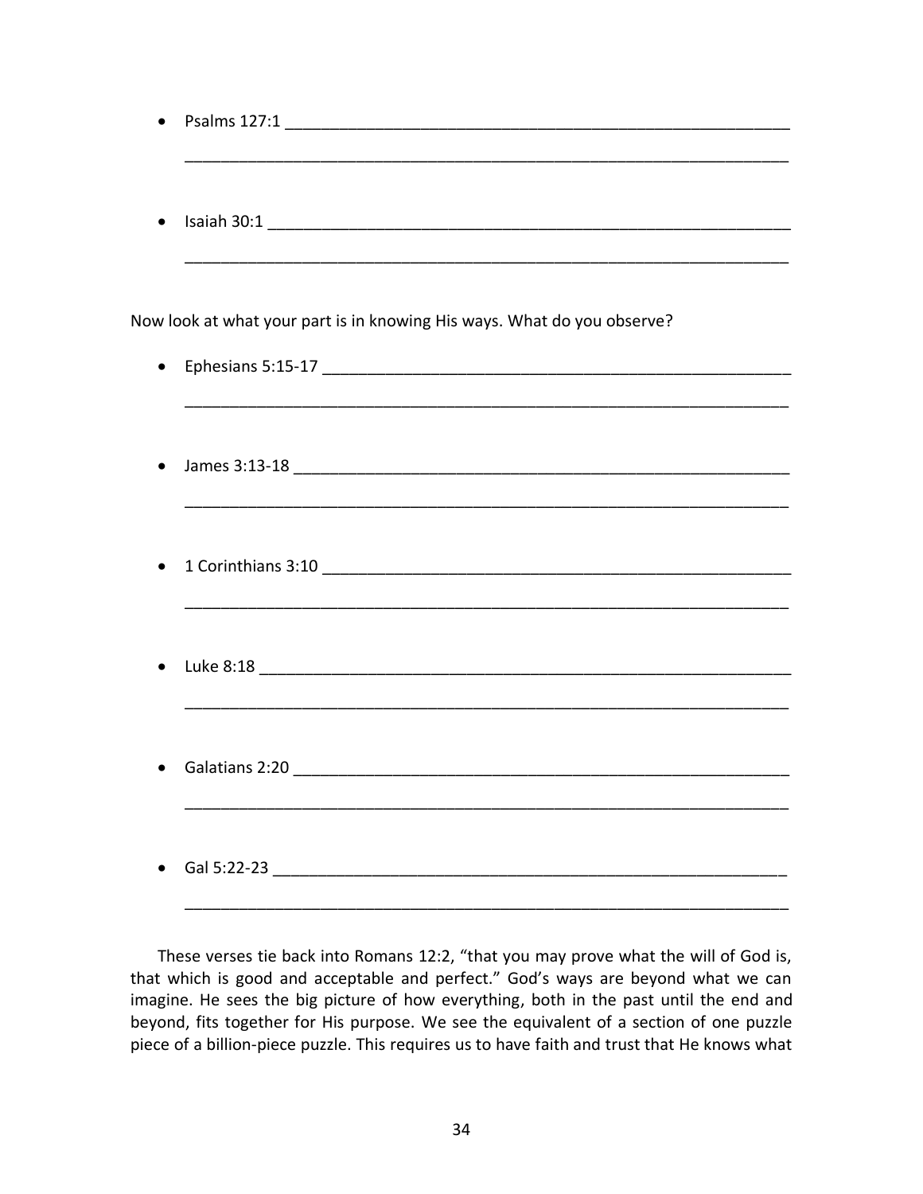- Psalms 127:1 ____________________________________________________________
  ______________________________________________________________________

- Isaiah 30:1 ____________________________________________________________
  ______________________________________________________________________

Now look at what your part is in knowing His ways. What do you observe?

- Ephesians 5:15-17 ______________________________________________________
  ______________________________________________________________________

- James 3:13-18 __________________________________________________________
  ______________________________________________________________________

- 1 Corinthians 3:10 _____________________________________________________
  ______________________________________________________________________

- Luke 8:18 ______________________________________________________________
  ______________________________________________________________________

- Galatians 2:20 _________________________________________________________
  ______________________________________________________________________

- Gal 5:22-23 ____________________________________________________________
  ______________________________________________________________________

These verses tie back into Romans 12:2, "that you may prove what the will of God is, that which is good and acceptable and perfect." God's ways are beyond what we can imagine. He sees the big picture of how everything, both in the past until the end and beyond, fits together for His purpose. We see the equivalent of a section of one puzzle piece of a billion-piece puzzle. This requires us to have faith and trust that He knows what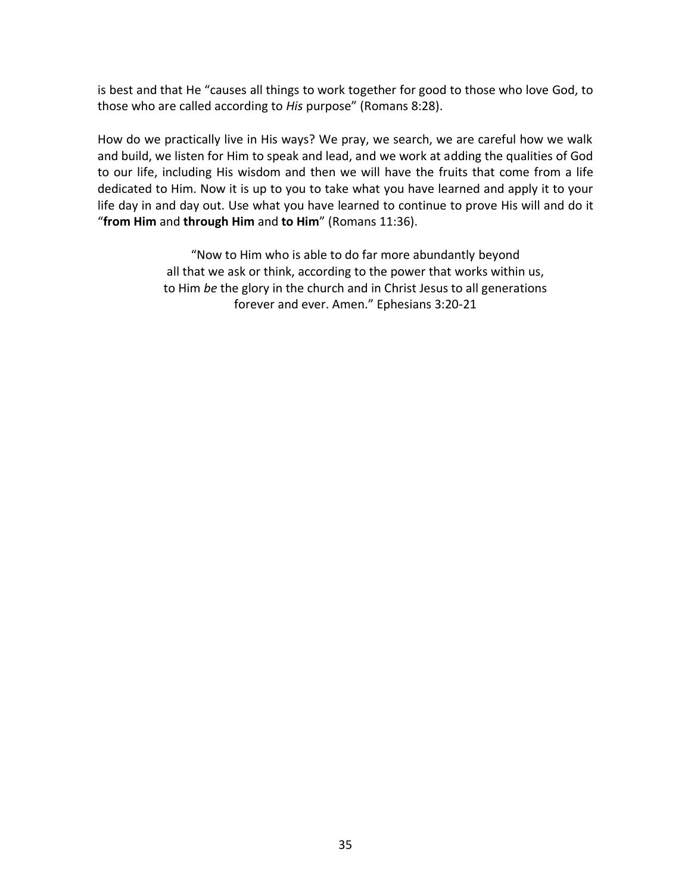is best and that He "causes all things to work together for good to those who love God, to those who are called according to *His* purpose" (Romans 8:28).

How do we practically live in His ways? We pray, we search, we are careful how we walk and build, we listen for Him to speak and lead, and we work at adding the qualities of God to our life, including His wisdom and then we will have the fruits that come from a life dedicated to Him. Now it is up to you to take what you have learned and apply it to your life day in and day out. Use what you have learned to continue to prove His will and do it "**from Him** and **through Him** and **to Him**" (Romans 11:36).

"Now to Him who is able to do far more abundantly beyond
all that we ask or think, according to the power that works within us,
to Him *be* the glory in the church and in Christ Jesus to all generations
forever and ever. Amen." Ephesians 3:20-21